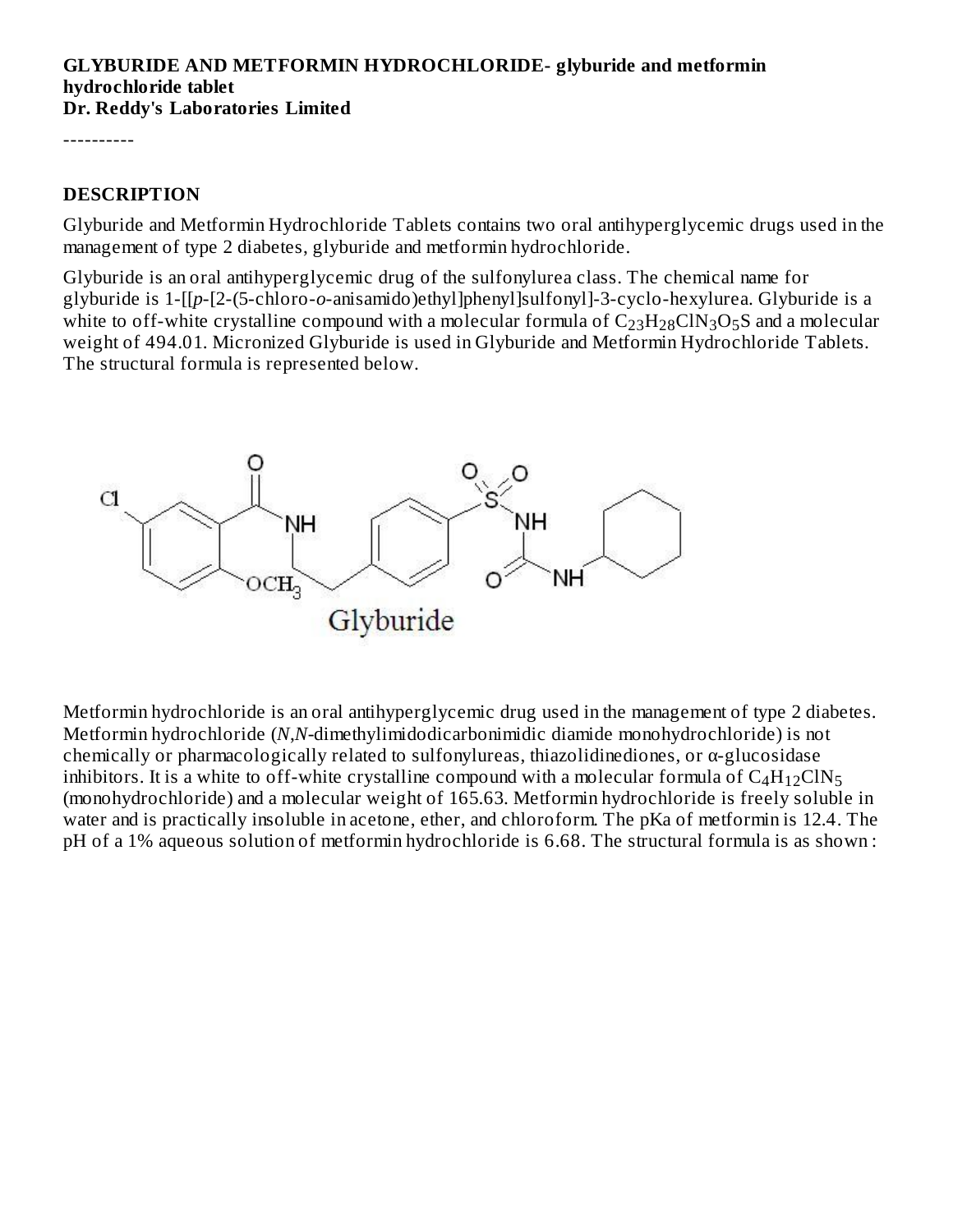**GLYBURIDE AND METFORMIN HYDROCHLORIDE- glyburide and metformin hydrochloride tablet**
**Dr. Reddy's Laboratories Limited**

----------

## DESCRIPTION

Glyburide and Metformin Hydrochloride Tablets contains two oral antihyperglycemic drugs used in the management of type 2 diabetes, glyburide and metformin hydrochloride.

Glyburide is an oral antihyperglycemic drug of the sulfonylurea class. The chemical name for glyburide is 1-[[*p*-[2-(5-chloro-*o*-anisamido)ethyl]phenyl]sulfonyl]-3-cyclo-hexylurea. Glyburide is a white to off-white crystalline compound with a molecular formula of $C_{23}H_{28}ClN_3O_5S$ and a molecular weight of 494.01. Micronized Glyburide is used in Glyburide and Metformin Hydrochloride Tablets. The structural formula is represented below.

Glyburide

Metformin hydrochloride is an oral antihyperglycemic drug used in the management of type 2 diabetes. Metformin hydrochloride (*N*,*N*-dimethylimidodicarbonimidic diamide monohydrochloride) is not chemically or pharmacologically related to sulfonylureas, thiazolidinediones, or α-glucosidase inhibitors. It is a white to off-white crystalline compound with a molecular formula of $C_4H_{12}ClN_5$ (monohydrochloride) and a molecular weight of 165.63. Metformin hydrochloride is freely soluble in water and is practically insoluble in acetone, ether, and chloroform. The pKa of metformin is 12.4. The pH of a 1% aqueous solution of metformin hydrochloride is 6.68. The structural formula is as shown :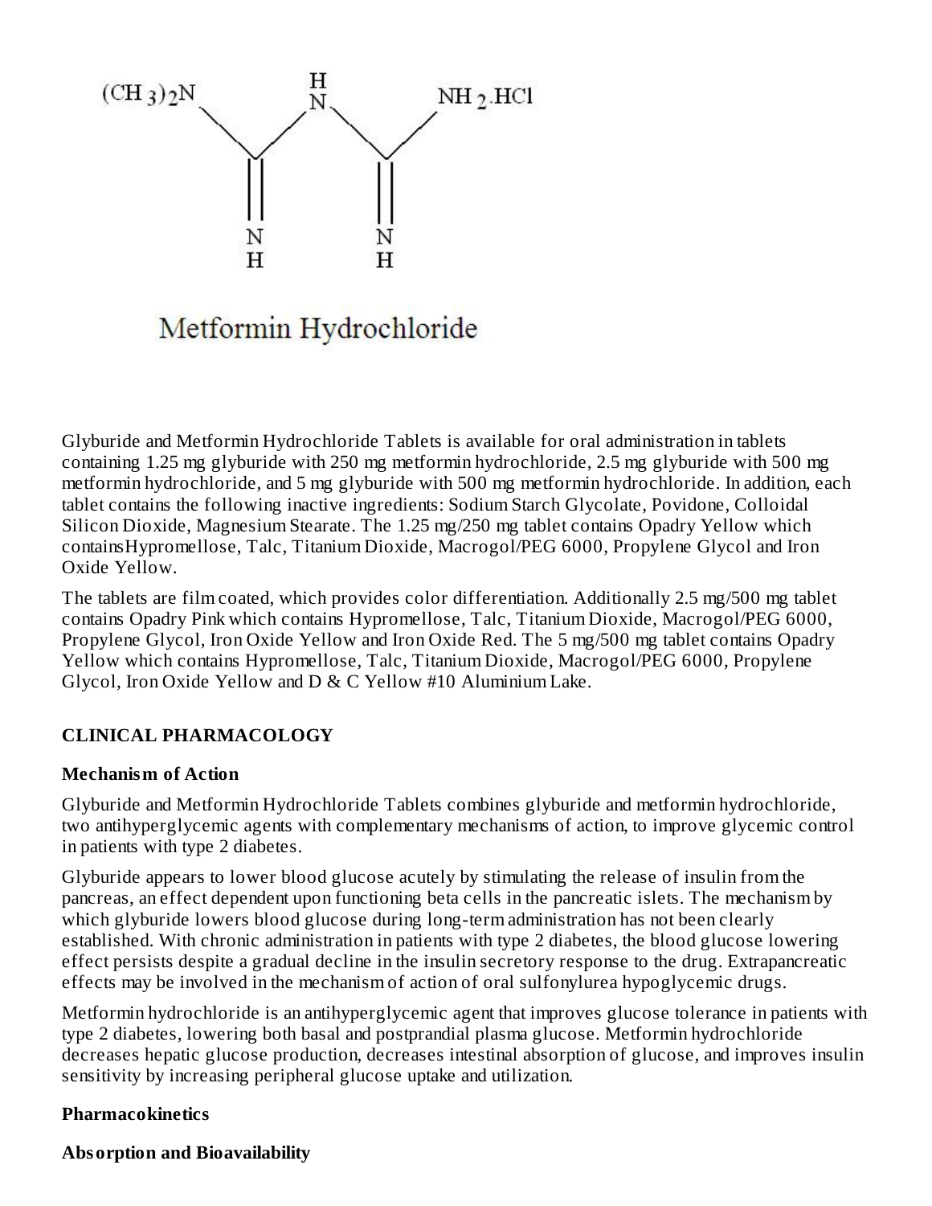$(CH_3)_2N$—C(=NH)—NH—C(=NH)—$NH_2$.HCl

Metformin Hydrochloride

Glyburide and Metformin Hydrochloride Tablets is available for oral administration in tablets containing 1.25 mg glyburide with 250 mg metformin hydrochloride, 2.5 mg glyburide with 500 mg metformin hydrochloride, and 5 mg glyburide with 500 mg metformin hydrochloride. In addition, each tablet contains the following inactive ingredients: Sodium Starch Glycolate, Povidone, Colloidal Silicon Dioxide, Magnesium Stearate. The 1.25 mg/250 mg tablet contains Opadry Yellow which containsHypromellose, Talc, Titanium Dioxide, Macrogol/PEG 6000, Propylene Glycol and Iron Oxide Yellow.

The tablets are film coated, which provides color differentiation. Additionally 2.5 mg/500 mg tablet contains Opadry Pink which contains Hypromellose, Talc, Titanium Dioxide, Macrogol/PEG 6000, Propylene Glycol, Iron Oxide Yellow and Iron Oxide Red. The 5 mg/500 mg tablet contains Opadry Yellow which contains Hypromellose, Talc, Titanium Dioxide, Macrogol/PEG 6000, Propylene Glycol, Iron Oxide Yellow and D & C Yellow #10 Aluminium Lake.

## CLINICAL PHARMACOLOGY

### Mechanism of Action

Glyburide and Metformin Hydrochloride Tablets combines glyburide and metformin hydrochloride, two antihyperglycemic agents with complementary mechanisms of action, to improve glycemic control in patients with type 2 diabetes.

Glyburide appears to lower blood glucose acutely by stimulating the release of insulin from the pancreas, an effect dependent upon functioning beta cells in the pancreatic islets. The mechanism by which glyburide lowers blood glucose during long-term administration has not been clearly established. With chronic administration in patients with type 2 diabetes, the blood glucose lowering effect persists despite a gradual decline in the insulin secretory response to the drug. Extrapancreatic effects may be involved in the mechanism of action of oral sulfonylurea hypoglycemic drugs.

Metformin hydrochloride is an antihyperglycemic agent that improves glucose tolerance in patients with type 2 diabetes, lowering both basal and postprandial plasma glucose. Metformin hydrochloride decreases hepatic glucose production, decreases intestinal absorption of glucose, and improves insulin sensitivity by increasing peripheral glucose uptake and utilization.

### Pharmacokinetics

### Absorption and Bioavailability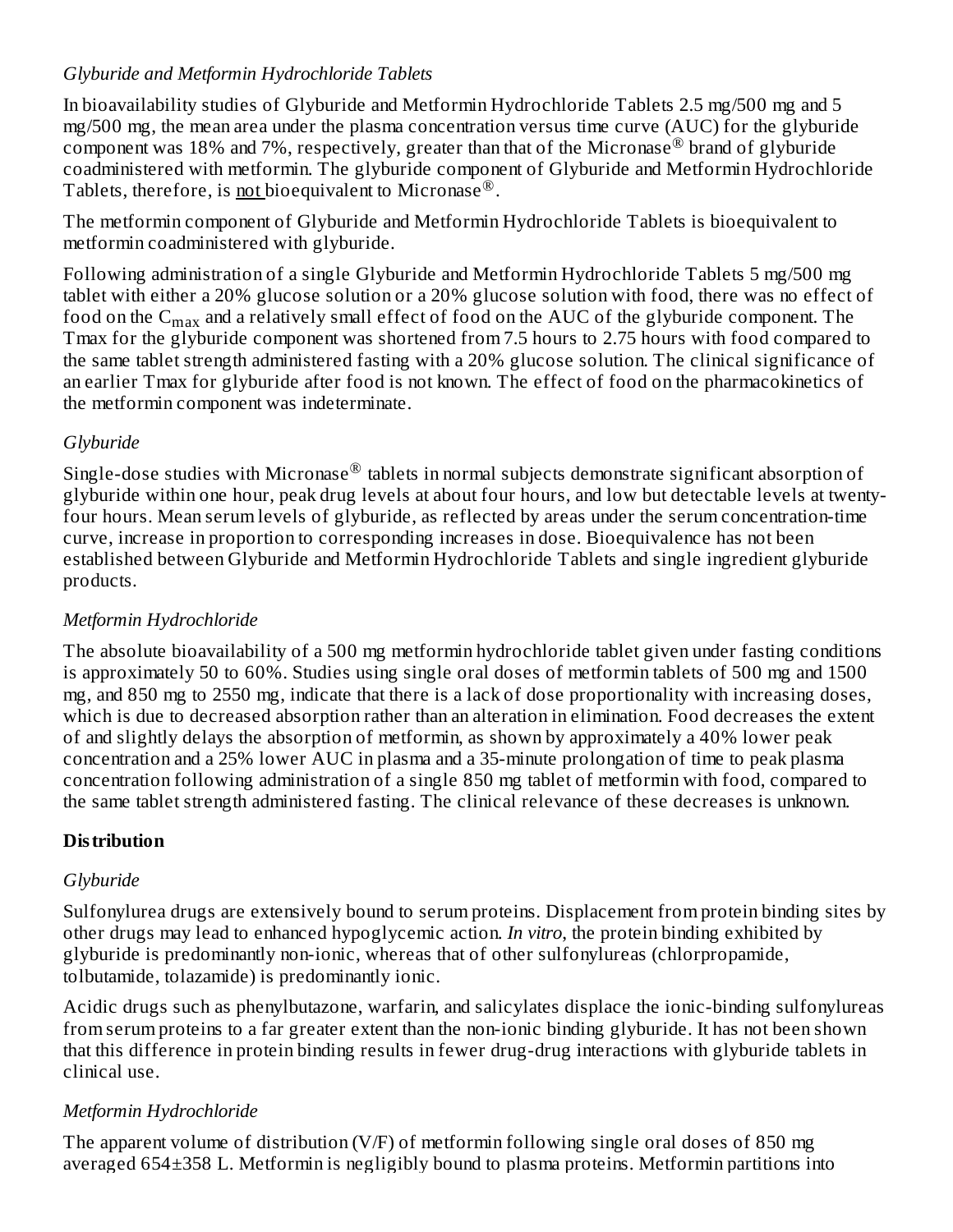*Glyburide and Metformin Hydrochloride Tablets*

In bioavailability studies of Glyburide and Metformin Hydrochloride Tablets 2.5 mg/500 mg and 5 mg/500 mg, the mean area under the plasma concentration versus time curve (AUC) for the glyburide component was 18% and 7%, respectively, greater than that of the Micronase® brand of glyburide coadministered with metformin. The glyburide component of Glyburide and Metformin Hydrochloride Tablets, therefore, is not bioequivalent to Micronase®.

The metformin component of Glyburide and Metformin Hydrochloride Tablets is bioequivalent to metformin coadministered with glyburide.

Following administration of a single Glyburide and Metformin Hydrochloride Tablets 5 mg/500 mg tablet with either a 20% glucose solution or a 20% glucose solution with food, there was no effect of food on the $C_{max}$ and a relatively small effect of food on the AUC of the glyburide component. The Tmax for the glyburide component was shortened from 7.5 hours to 2.75 hours with food compared to the same tablet strength administered fasting with a 20% glucose solution. The clinical significance of an earlier Tmax for glyburide after food is not known. The effect of food on the pharmacokinetics of the metformin component was indeterminate.

*Glyburide*

Single-dose studies with Micronase® tablets in normal subjects demonstrate significant absorption of glyburide within one hour, peak drug levels at about four hours, and low but detectable levels at twenty-four hours. Mean serum levels of glyburide, as reflected by areas under the serum concentration-time curve, increase in proportion to corresponding increases in dose. Bioequivalence has not been established between Glyburide and Metformin Hydrochloride Tablets and single ingredient glyburide products.

*Metformin Hydrochloride*

The absolute bioavailability of a 500 mg metformin hydrochloride tablet given under fasting conditions is approximately 50 to 60%. Studies using single oral doses of metformin tablets of 500 mg and 1500 mg, and 850 mg to 2550 mg, indicate that there is a lack of dose proportionality with increasing doses, which is due to decreased absorption rather than an alteration in elimination. Food decreases the extent of and slightly delays the absorption of metformin, as shown by approximately a 40% lower peak concentration and a 25% lower AUC in plasma and a 35-minute prolongation of time to peak plasma concentration following administration of a single 850 mg tablet of metformin with food, compared to the same tablet strength administered fasting. The clinical relevance of these decreases is unknown.

**Distribution**

*Glyburide*

Sulfonylurea drugs are extensively bound to serum proteins. Displacement from protein binding sites by other drugs may lead to enhanced hypoglycemic action. *In vitro*, the protein binding exhibited by glyburide is predominantly non-ionic, whereas that of other sulfonylureas (chlorpropamide, tolbutamide, tolazamide) is predominantly ionic.

Acidic drugs such as phenylbutazone, warfarin, and salicylates displace the ionic-binding sulfonylureas from serum proteins to a far greater extent than the non-ionic binding glyburide. It has not been shown that this difference in protein binding results in fewer drug-drug interactions with glyburide tablets in clinical use.

*Metformin Hydrochloride*

The apparent volume of distribution (V/F) of metformin following single oral doses of 850 mg averaged 654±358 L. Metformin is negligibly bound to plasma proteins. Metformin partitions into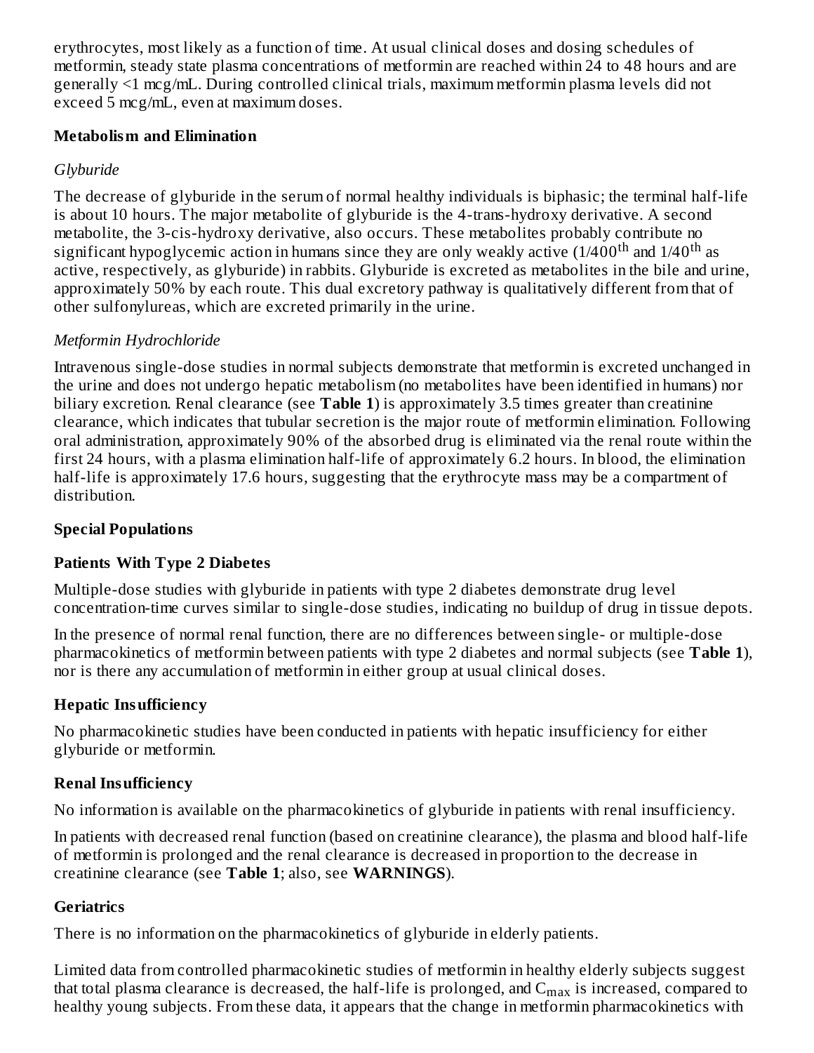erythrocytes, most likely as a function of time. At usual clinical doses and dosing schedules of metformin, steady state plasma concentrations of metformin are reached within 24 to 48 hours and are generally <1 mcg/mL. During controlled clinical trials, maximum metformin plasma levels did not exceed 5 mcg/mL, even at maximum doses.

**Metabolism and Elimination**

*Glyburide*

The decrease of glyburide in the serum of normal healthy individuals is biphasic; the terminal half-life is about 10 hours. The major metabolite of glyburide is the 4-trans-hydroxy derivative. A second metabolite, the 3-cis-hydroxy derivative, also occurs. These metabolites probably contribute no significant hypoglycemic action in humans since they are only weakly active (1/400$^{th}$ and 1/40$^{th}$ as active, respectively, as glyburide) in rabbits. Glyburide is excreted as metabolites in the bile and urine, approximately 50% by each route. This dual excretory pathway is qualitatively different from that of other sulfonylureas, which are excreted primarily in the urine.

*Metformin Hydrochloride*

Intravenous single-dose studies in normal subjects demonstrate that metformin is excreted unchanged in the urine and does not undergo hepatic metabolism (no metabolites have been identified in humans) nor biliary excretion. Renal clearance (see **Table 1**) is approximately 3.5 times greater than creatinine clearance, which indicates that tubular secretion is the major route of metformin elimination. Following oral administration, approximately 90% of the absorbed drug is eliminated via the renal route within the first 24 hours, with a plasma elimination half-life of approximately 6.2 hours. In blood, the elimination half-life is approximately 17.6 hours, suggesting that the erythrocyte mass may be a compartment of distribution.

**Special Populations**

**Patients With Type 2 Diabetes**

Multiple-dose studies with glyburide in patients with type 2 diabetes demonstrate drug level concentration-time curves similar to single-dose studies, indicating no buildup of drug in tissue depots.

In the presence of normal renal function, there are no differences between single- or multiple-dose pharmacokinetics of metformin between patients with type 2 diabetes and normal subjects (see **Table 1**), nor is there any accumulation of metformin in either group at usual clinical doses.

**Hepatic Insufficiency**

No pharmacokinetic studies have been conducted in patients with hepatic insufficiency for either glyburide or metformin.

**Renal Insufficiency**

No information is available on the pharmacokinetics of glyburide in patients with renal insufficiency.

In patients with decreased renal function (based on creatinine clearance), the plasma and blood half-life of metformin is prolonged and the renal clearance is decreased in proportion to the decrease in creatinine clearance (see **Table 1**; also, see **WARNINGS**).

**Geriatrics**

There is no information on the pharmacokinetics of glyburide in elderly patients.

Limited data from controlled pharmacokinetic studies of metformin in healthy elderly subjects suggest that total plasma clearance is decreased, the half-life is prolonged, and $C_{max}$ is increased, compared to healthy young subjects. From these data, it appears that the change in metformin pharmacokinetics with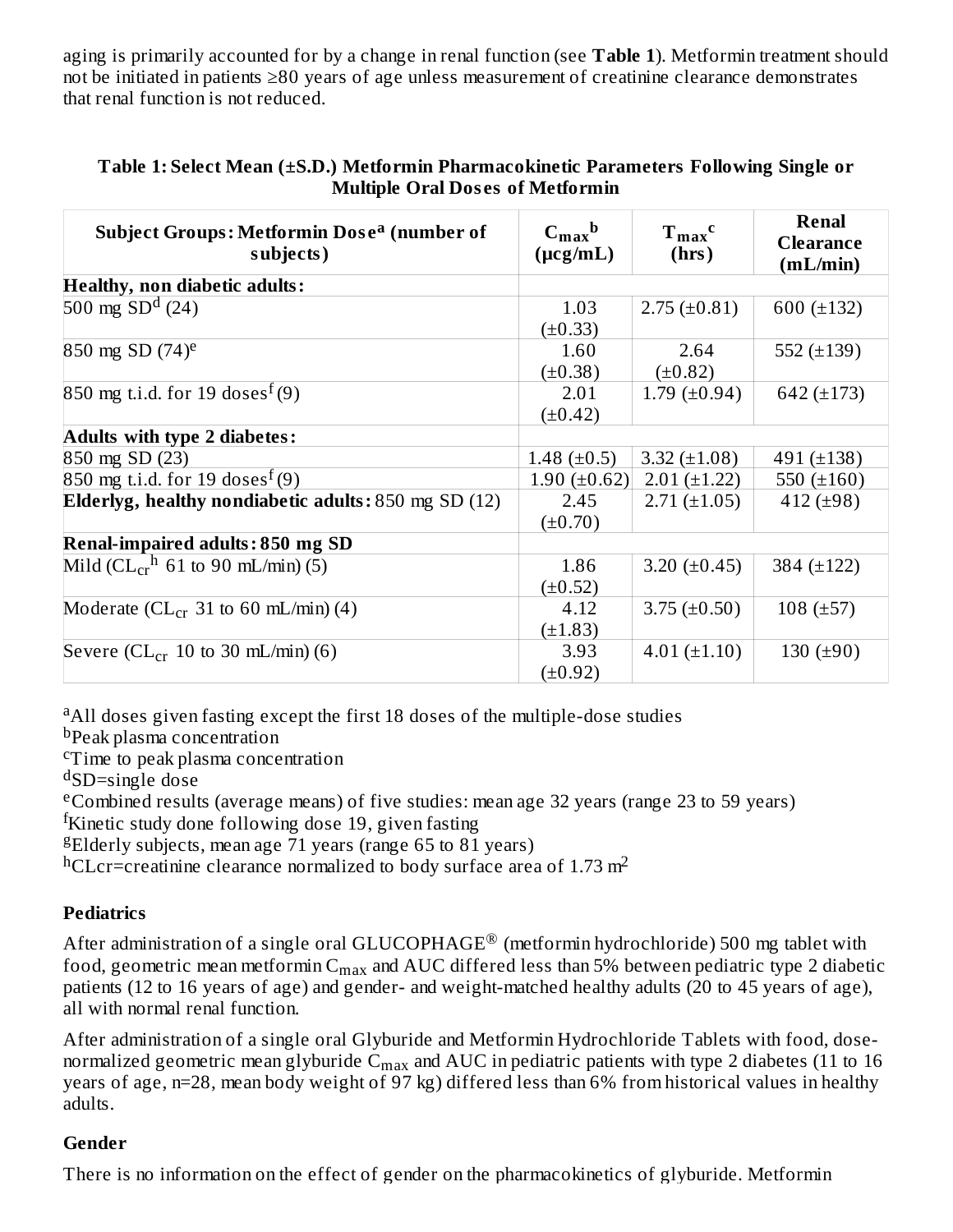aging is primarily accounted for by a change in renal function (see **Table 1**). Metformin treatment should not be initiated in patients ≥80 years of age unless measurement of creatinine clearance demonstrates that renal function is not reduced.

**Table 1: Select Mean (±S.D.) Metformin Pharmacokinetic Parameters Following Single or Multiple Oral Doses of Metformin**

| Subject Groups: Metformin Dose[a] (number of subjects) | $C_{max}$[b] (µcg/mL) | $T_{max}$[c] (hrs) | Renal Clearance (mL/min) |
|---|---|---|---|
| **Healthy, non diabetic adults:** | | | |
| 500 mg SD[d] (24) | 1.03 (±0.33) | 2.75 (±0.81) | 600 (±132) |
| 850 mg SD (74)[e] | 1.60 (±0.38) | 2.64 (±0.82) | 552 (±139) |
| 850 mg t.i.d. for 19 doses[f] (9) | 2.01 (±0.42) | 1.79 (±0.94) | 642 (±173) |
| **Adults with type 2 diabetes:** | | | |
| 850 mg SD (23) | 1.48 (±0.5) | 3.32 (±1.08) | 491 (±138) |
| 850 mg t.i.d. for 19 doses[f] (9) | 1.90 (±0.62) | 2.01 (±1.22) | 550 (±160) |
| **Elderly[g], healthy nondiabetic adults:** 850 mg SD (12) | 2.45 (±0.70) | 2.71 (±1.05) | 412 (±98) |
| **Renal-impaired adults: 850 mg SD** | | | |
| Mild ($CL_{cr}$[h] 61 to 90 mL/min) (5) | 1.86 (±0.52) | 3.20 (±0.45) | 384 (±122) |
| Moderate ($CL_{cr}$ 31 to 60 mL/min) (4) | 4.12 (±1.83) | 3.75 (±0.50) | 108 (±57) |
| Severe ($CL_{cr}$ 10 to 30 mL/min) (6) | 3.93 (±0.92) | 4.01 (±1.10) | 130 (±90) |

[a]All doses given fasting except the first 18 doses of the multiple-dose studies
[b]Peak plasma concentration
[c]Time to peak plasma concentration
[d]SD=single dose
[e]Combined results (average means) of five studies: mean age 32 years (range 23 to 59 years)
[f]Kinetic study done following dose 19, given fasting
[g]Elderly subjects, mean age 71 years (range 65 to 81 years)
[h]CLcr=creatinine clearance normalized to body surface area of 1.73 $m^2$

**Pediatrics**

After administration of a single oral GLUCOPHAGE® (metformin hydrochloride) 500 mg tablet with food, geometric mean metformin $C_{max}$ and AUC differed less than 5% between pediatric type 2 diabetic patients (12 to 16 years of age) and gender- and weight-matched healthy adults (20 to 45 years of age), all with normal renal function.

After administration of a single oral Glyburide and Metformin Hydrochloride Tablets with food, dose-normalized geometric mean glyburide $C_{max}$ and AUC in pediatric patients with type 2 diabetes (11 to 16 years of age, n=28, mean body weight of 97 kg) differed less than 6% from historical values in healthy adults.

**Gender**

There is no information on the effect of gender on the pharmacokinetics of glyburide. Metformin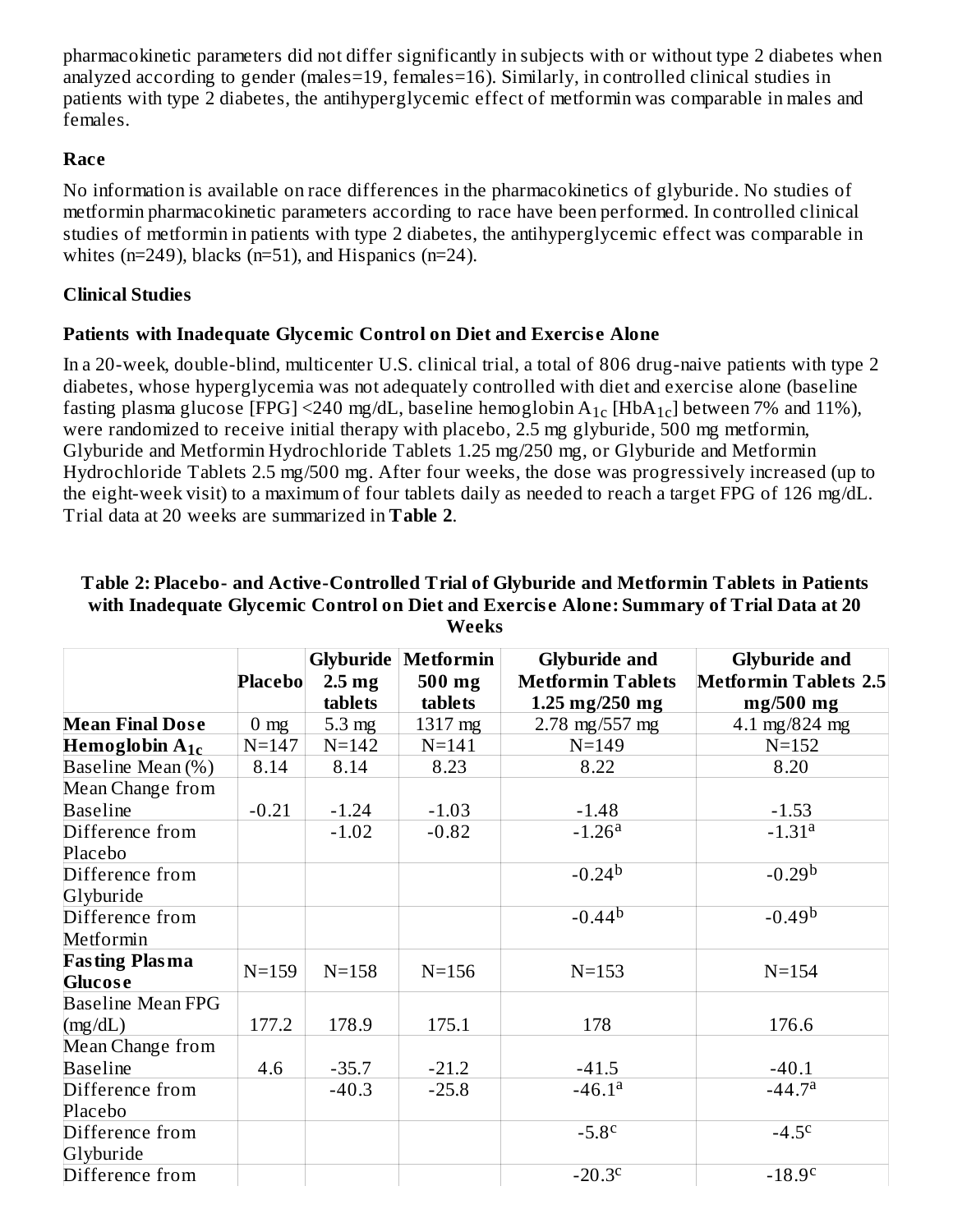pharmacokinetic parameters did not differ significantly in subjects with or without type 2 diabetes when analyzed according to gender (males=19, females=16). Similarly, in controlled clinical studies in patients with type 2 diabetes, the antihyperglycemic effect of metformin was comparable in males and females.

### Race

No information is available on race differences in the pharmacokinetics of glyburide. No studies of metformin pharmacokinetic parameters according to race have been performed. In controlled clinical studies of metformin in patients with type 2 diabetes, the antihyperglycemic effect was comparable in whites (n=249), blacks (n=51), and Hispanics (n=24).

### Clinical Studies

### Patients with Inadequate Glycemic Control on Diet and Exercise Alone

In a 20-week, double-blind, multicenter U.S. clinical trial, a total of 806 drug-naive patients with type 2 diabetes, whose hyperglycemia was not adequately controlled with diet and exercise alone (baseline fasting plasma glucose [FPG] <240 mg/dL, baseline hemoglobin $A_{1c}$ [$HbA_{1c}$] between 7% and 11%), were randomized to receive initial therapy with placebo, 2.5 mg glyburide, 500 mg metformin, Glyburide and Metformin Hydrochloride Tablets 1.25 mg/250 mg, or Glyburide and Metformin Hydrochloride Tablets 2.5 mg/500 mg. After four weeks, the dose was progressively increased (up to the eight-week visit) to a maximum of four tablets daily as needed to reach a target FPG of 126 mg/dL. Trial data at 20 weeks are summarized in **Table 2**.

**Table 2: Placebo- and Active-Controlled Trial of Glyburide and Metformin Tablets in Patients with Inadequate Glycemic Control on Diet and Exercise Alone: Summary of Trial Data at 20 Weeks**

| | Placebo | Glyburide 2.5 mg tablets | Metformin 500 mg tablets | Glyburide and Metformin Tablets 1.25 mg/250 mg | Glyburide and Metformin Tablets 2.5 mg/500 mg |
|---|---|---|---|---|---|
| **Mean Final Dose** | 0 mg | 5.3 mg | 1317 mg | 2.78 mg/557 mg | 4.1 mg/824 mg |
| **Hemoglobin $A_{1c}$** | N=147 | N=142 | N=141 | N=149 | N=152 |
| Baseline Mean (%) | 8.14 | 8.14 | 8.23 | 8.22 | 8.20 |
| Mean Change from Baseline | -0.21 | -1.24 | -1.03 | -1.48 | -1.53 |
| Difference from Placebo | | -1.02 | -0.82 | -1.26[a] | -1.31[a] |
| Difference from Glyburide | | | | -0.24[b] | -0.29[b] |
| Difference from Metformin | | | | -0.44[b] | -0.49[b] |
| **Fasting Plasma Glucose** | N=159 | N=158 | N=156 | N=153 | N=154 |
| Baseline Mean FPG (mg/dL) | 177.2 | 178.9 | 175.1 | 178 | 176.6 |
| Mean Change from Baseline | 4.6 | -35.7 | -21.2 | -41.5 | -40.1 |
| Difference from Placebo | | -40.3 | -25.8 | -46.1[a] | -44.7[a] |
| Difference from Glyburide | | | | -5.8[c] | -4.5[c] |
| Difference from | | | | -20.3[c] | -18.9[c] |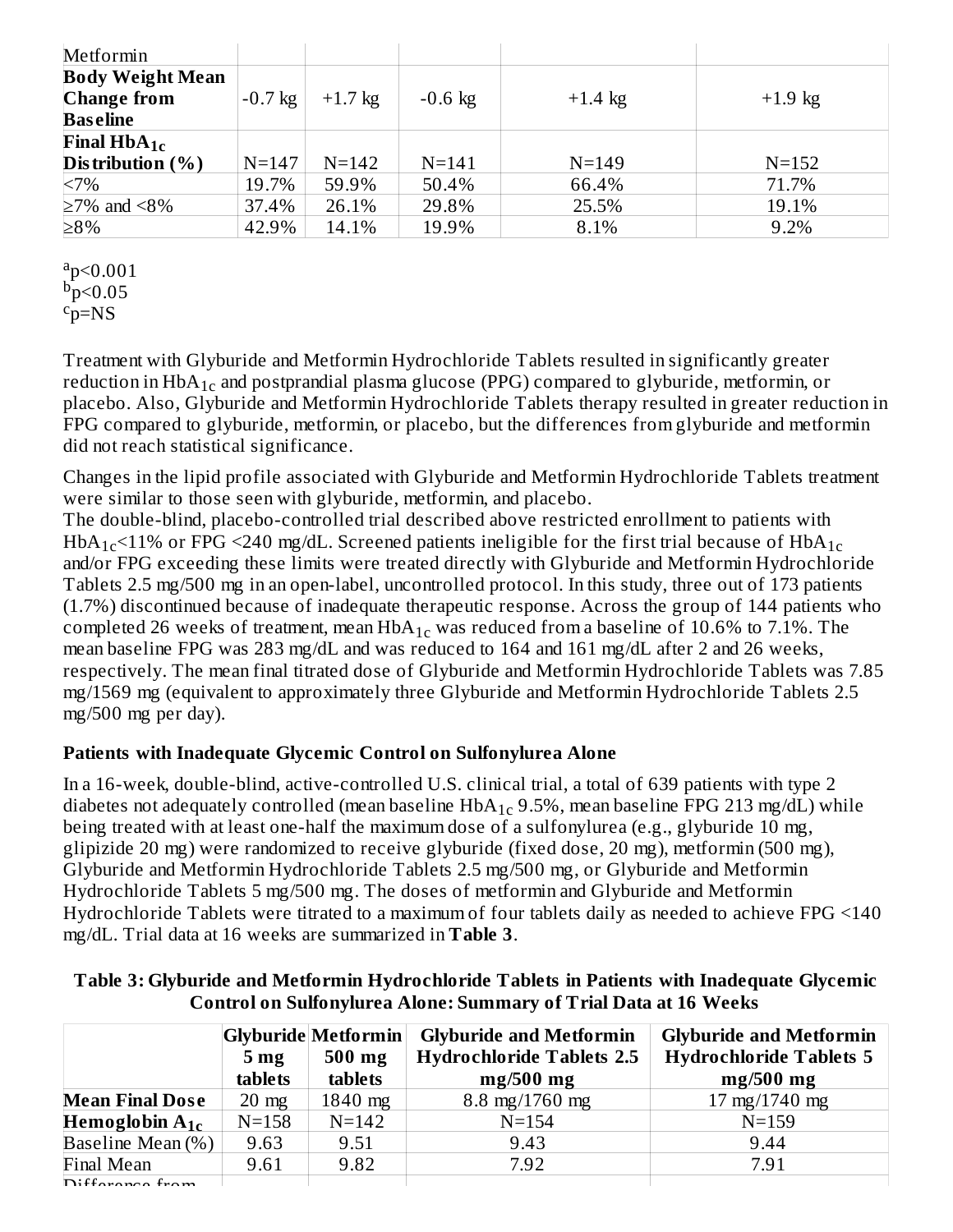| Metformin | | | | | |
|---|---|---|---|---|---|
| **Body Weight Mean Change from Baseline** | -0.7 kg | +1.7 kg | -0.6 kg | +1.4 kg | +1.9 kg |
| **Final $HbA_{1c}$ Distribution (%)** | N=147 | N=142 | N=141 | N=149 | N=152 |
| <7% | 19.7% | 59.9% | 50.4% | 66.4% | 71.7% |
| ≥7% and <8% | 37.4% | 26.1% | 29.8% | 25.5% | 19.1% |
| ≥8% | 42.9% | 14.1% | 19.9% | 8.1% | 9.2% |

[a]p<0.001
[b]p<0.05
[c]p=NS

Treatment with Glyburide and Metformin Hydrochloride Tablets resulted in significantly greater reduction in $HbA_{1c}$ and postprandial plasma glucose (PPG) compared to glyburide, metformin, or placebo. Also, Glyburide and Metformin Hydrochloride Tablets therapy resulted in greater reduction in FPG compared to glyburide, metformin, or placebo, but the differences from glyburide and metformin did not reach statistical significance.

Changes in the lipid profile associated with Glyburide and Metformin Hydrochloride Tablets treatment were similar to those seen with glyburide, metformin, and placebo.

The double-blind, placebo-controlled trial described above restricted enrollment to patients with $HbA_{1c}$<11% or FPG <240 mg/dL. Screened patients ineligible for the first trial because of $HbA_{1c}$ and/or FPG exceeding these limits were treated directly with Glyburide and Metformin Hydrochloride Tablets 2.5 mg/500 mg in an open-label, uncontrolled protocol. In this study, three out of 173 patients (1.7%) discontinued because of inadequate therapeutic response. Across the group of 144 patients who completed 26 weeks of treatment, mean $HbA_{1c}$ was reduced from a baseline of 10.6% to 7.1%. The mean baseline FPG was 283 mg/dL and was reduced to 164 and 161 mg/dL after 2 and 26 weeks, respectively. The mean final titrated dose of Glyburide and Metformin Hydrochloride Tablets was 7.85 mg/1569 mg (equivalent to approximately three Glyburide and Metformin Hydrochloride Tablets 2.5 mg/500 mg per day).

### Patients with Inadequate Glycemic Control on Sulfonylurea Alone

In a 16-week, double-blind, active-controlled U.S. clinical trial, a total of 639 patients with type 2 diabetes not adequately controlled (mean baseline $HbA_{1c}$ 9.5%, mean baseline FPG 213 mg/dL) while being treated with at least one-half the maximum dose of a sulfonylurea (e.g., glyburide 10 mg, glipizide 20 mg) were randomized to receive glyburide (fixed dose, 20 mg), metformin (500 mg), Glyburide and Metformin Hydrochloride Tablets 2.5 mg/500 mg, or Glyburide and Metformin Hydrochloride Tablets 5 mg/500 mg. The doses of metformin and Glyburide and Metformin Hydrochloride Tablets were titrated to a maximum of four tablets daily as needed to achieve FPG <140 mg/dL. Trial data at 16 weeks are summarized in **Table 3**.

**Table 3: Glyburide and Metformin Hydrochloride Tablets in Patients with Inadequate Glycemic Control on Sulfonylurea Alone: Summary of Trial Data at 16 Weeks**

| | Glyburide 5 mg tablets | Metformin 500 mg tablets | Glyburide and Metformin Hydrochloride Tablets 2.5 mg/500 mg | Glyburide and Metformin Hydrochloride Tablets 5 mg/500 mg |
|---|---|---|---|---|
| **Mean Final Dose** | 20 mg | 1840 mg | 8.8 mg/1760 mg | 17 mg/1740 mg |
| **Hemoglobin $A_{1c}$** | N=158 | N=142 | N=154 | N=159 |
| Baseline Mean (%) | 9.63 | 9.51 | 9.43 | 9.44 |
| Final Mean | 9.61 | 9.82 | 7.92 | 7.91 |
| Difference from | | | | |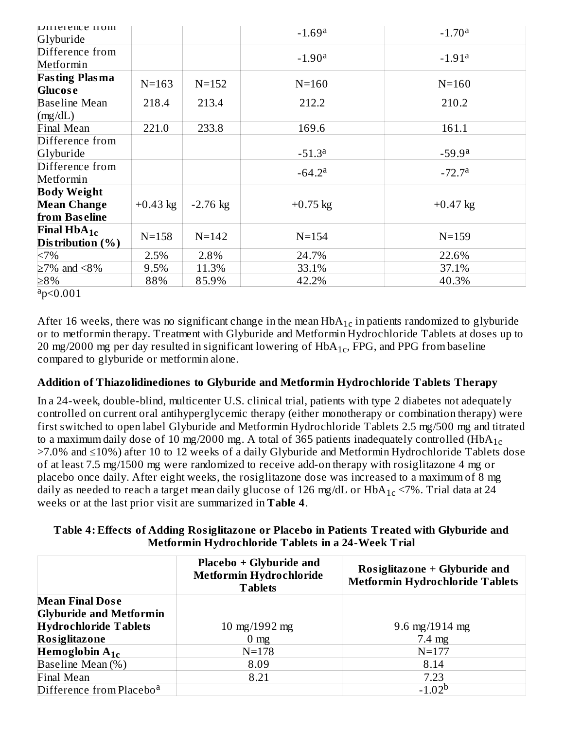| | | | | |
|---|---|---|---|---|
| Difference from Glyburide | | | -1.69[a] | -1.70[a] |
| Difference from Metformin | | | -1.90[a] | -1.91[a] |
| **Fasting Plasma Glucose** | N=163 | N=152 | N=160 | N=160 |
| Baseline Mean (mg/dL) | 218.4 | 213.4 | 212.2 | 210.2 |
| Final Mean | 221.0 | 233.8 | 169.6 | 161.1 |
| Difference from Glyburide | | | -51.3[a] | -59.9[a] |
| Difference from Metformin | | | -64.2[a] | -72.7[a] |
| **Body Weight Mean Change from Baseline** | +0.43 kg | -2.76 kg | +0.75 kg | +0.47 kg |
| **Final $HbA_{1c}$ Distribution (%)** | N=158 | N=142 | N=154 | N=159 |
| <7% | 2.5% | 2.8% | 24.7% | 22.6% |
| ≥7% and <8% | 9.5% | 11.3% | 33.1% | 37.1% |
| ≥8% | 88% | 85.9% | 42.2% | 40.3% |

[a]$p<0.001$

After 16 weeks, there was no significant change in the mean $HbA_{1c}$ in patients randomized to glyburide or to metformin therapy. Treatment with Glyburide and Metformin Hydrochloride Tablets at doses up to 20 mg/2000 mg per day resulted in significant lowering of $HbA_{1c}$, FPG, and PPG from baseline compared to glyburide or metformin alone.

**Addition of Thiazolidinediones to Glyburide and Metformin Hydrochloride Tablets Therapy**

In a 24-week, double-blind, multicenter U.S. clinical trial, patients with type 2 diabetes not adequately controlled on current oral antihyperglycemic therapy (either monotherapy or combination therapy) were first switched to open label Glyburide and Metformin Hydrochloride Tablets 2.5 mg/500 mg and titrated to a maximum daily dose of 10 mg/2000 mg. A total of 365 patients inadequately controlled ($HbA_{1c}$ >7.0% and ≤10%) after 10 to 12 weeks of a daily Glyburide and Metformin Hydrochloride Tablets dose of at least 7.5 mg/1500 mg were randomized to receive add-on therapy with rosiglitazone 4 mg or placebo once daily. After eight weeks, the rosiglitazone dose was increased to a maximum of 8 mg daily as needed to reach a target mean daily glucose of 126 mg/dL or $HbA_{1c}$ <7%. Trial data at 24 weeks or at the last prior visit are summarized in **Table 4**.

**Table 4: Effects of Adding Rosiglitazone or Placebo in Patients Treated with Glyburide and Metformin Hydrochloride Tablets in a 24-Week Trial**

| | Placebo + Glyburide and Metformin Hydrochloride Tablets | Rosiglitazone + Glyburide and Metformin Hydrochloride Tablets |
|---|---|---|
| **Mean Final Dose** | | |
| **Glyburide and Metformin Hydrochloride Tablets** | 10 mg/1992 mg | 9.6 mg/1914 mg |
| **Rosiglitazone** | 0 mg | 7.4 mg |
| **Hemoglobin $A_{1c}$** | N=178 | N=177 |
| Baseline Mean (%) | 8.09 | 8.14 |
| Final Mean | 8.21 | 7.23 |
| Difference from Placebo[a] | | -1.02[b] |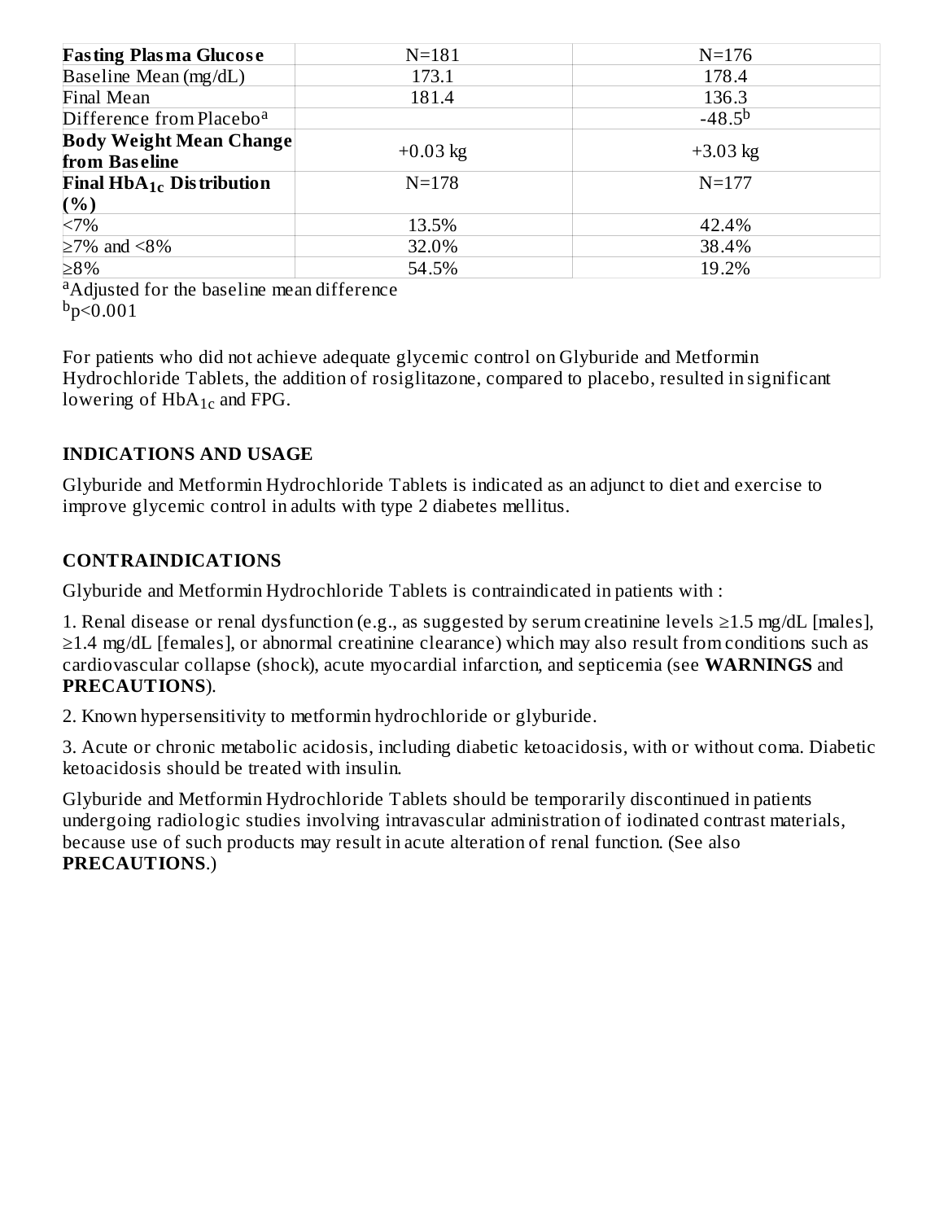| **Fasting Plasma Glucose** | N=181 | N=176 |
|---|---|---|
| Baseline Mean (mg/dL) | 173.1 | 178.4 |
| Final Mean | 181.4 | 136.3 |
| Difference from Placebo[a] | | -48.5[b] |
| **Body Weight Mean Change from Baseline** | +0.03 kg | +3.03 kg |
| **Final $HbA_{1c}$ Distribution (%)** | N=178 | N=177 |
| <7% | 13.5% | 42.4% |
| ≥7% and <8% | 32.0% | 38.4% |
| ≥8% | 54.5% | 19.2% |

[a]Adjusted for the baseline mean difference
[b]p<0.001

For patients who did not achieve adequate glycemic control on Glyburide and Metformin Hydrochloride Tablets, the addition of rosiglitazone, compared to placebo, resulted in significant lowering of $HbA_{1c}$ and FPG.

## INDICATIONS AND USAGE

Glyburide and Metformin Hydrochloride Tablets is indicated as an adjunct to diet and exercise to improve glycemic control in adults with type 2 diabetes mellitus.

## CONTRAINDICATIONS

Glyburide and Metformin Hydrochloride Tablets is contraindicated in patients with :

1. Renal disease or renal dysfunction (e.g., as suggested by serum creatinine levels ≥1.5 mg/dL [males], ≥1.4 mg/dL [females], or abnormal creatinine clearance) which may also result from conditions such as cardiovascular collapse (shock), acute myocardial infarction, and septicemia (see **WARNINGS** and **PRECAUTIONS**).

2. Known hypersensitivity to metformin hydrochloride or glyburide.

3. Acute or chronic metabolic acidosis, including diabetic ketoacidosis, with or without coma. Diabetic ketoacidosis should be treated with insulin.

Glyburide and Metformin Hydrochloride Tablets should be temporarily discontinued in patients undergoing radiologic studies involving intravascular administration of iodinated contrast materials, because use of such products may result in acute alteration of renal function. (See also **PRECAUTIONS**.)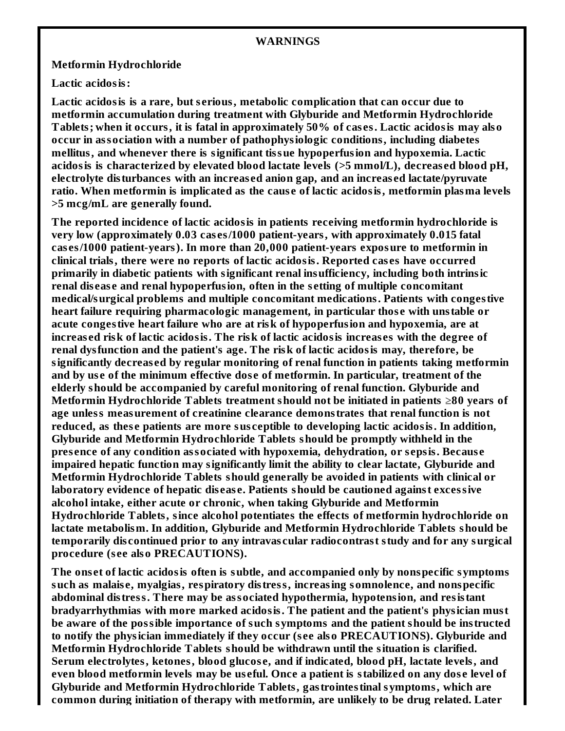## WARNINGS

**Metformin Hydrochloride**

**Lactic acidosis:**

**Lactic acidosis is a rare, but serious, metabolic complication that can occur due to metformin accumulation during treatment with Glyburide and Metformin Hydrochloride Tablets; when it occurs, it is fatal in approximately 50% of cases. Lactic acidosis may also occur in association with a number of pathophysiologic conditions, including diabetes mellitus, and whenever there is significant tissue hypoperfusion and hypoxemia. Lactic acidosis is characterized by elevated blood lactate levels (>5 mmol/L), decreased blood pH, electrolyte disturbances with an increased anion gap, and an increased lactate/pyruvate ratio. When metformin is implicated as the cause of lactic acidosis, metformin plasma levels >5 mcg/mL are generally found.**

**The reported incidence of lactic acidosis in patients receiving metformin hydrochloride is very low (approximately 0.03 cases/1000 patient-years, with approximately 0.015 fatal cases/1000 patient-years). In more than 20,000 patient-years exposure to metformin in clinical trials, there were no reports of lactic acidosis. Reported cases have occurred primarily in diabetic patients with significant renal insufficiency, including both intrinsic renal disease and renal hypoperfusion, often in the setting of multiple concomitant medical/surgical problems and multiple concomitant medications. Patients with congestive heart failure requiring pharmacologic management, in particular those with unstable or acute congestive heart failure who are at risk of hypoperfusion and hypoxemia, are at increased risk of lactic acidosis. The risk of lactic acidosis increases with the degree of renal dysfunction and the patient's age. The risk of lactic acidosis may, therefore, be significantly decreased by regular monitoring of renal function in patients taking metformin and by use of the minimum effective dose of metformin. In particular, treatment of the elderly should be accompanied by careful monitoring of renal function. Glyburide and Metformin Hydrochloride Tablets treatment should not be initiated in patients ≥80 years of age unless measurement of creatinine clearance demonstrates that renal function is not reduced, as these patients are more susceptible to developing lactic acidosis. In addition, Glyburide and Metformin Hydrochloride Tablets should be promptly withheld in the presence of any condition associated with hypoxemia, dehydration, or sepsis. Because impaired hepatic function may significantly limit the ability to clear lactate, Glyburide and Metformin Hydrochloride Tablets should generally be avoided in patients with clinical or laboratory evidence of hepatic disease. Patients should be cautioned against excessive alcohol intake, either acute or chronic, when taking Glyburide and Metformin Hydrochloride Tablets, since alcohol potentiates the effects of metformin hydrochloride on lactate metabolism. In addition, Glyburide and Metformin Hydrochloride Tablets should be temporarily discontinued prior to any intravascular radiocontrast study and for any surgical procedure (see also PRECAUTIONS).**

**The onset of lactic acidosis often is subtle, and accompanied only by nonspecific symptoms such as malaise, myalgias, respiratory distress, increasing somnolence, and nonspecific abdominal distress. There may be associated hypothermia, hypotension, and resistant bradyarrhythmias with more marked acidosis. The patient and the patient's physician must be aware of the possible importance of such symptoms and the patient should be instructed to notify the physician immediately if they occur (see also PRECAUTIONS). Glyburide and Metformin Hydrochloride Tablets should be withdrawn until the situation is clarified. Serum electrolytes, ketones, blood glucose, and if indicated, blood pH, lactate levels, and even blood metformin levels may be useful. Once a patient is stabilized on any dose level of Glyburide and Metformin Hydrochloride Tablets, gastrointestinal symptoms, which are common during initiation of therapy with metformin, are unlikely to be drug related. Later**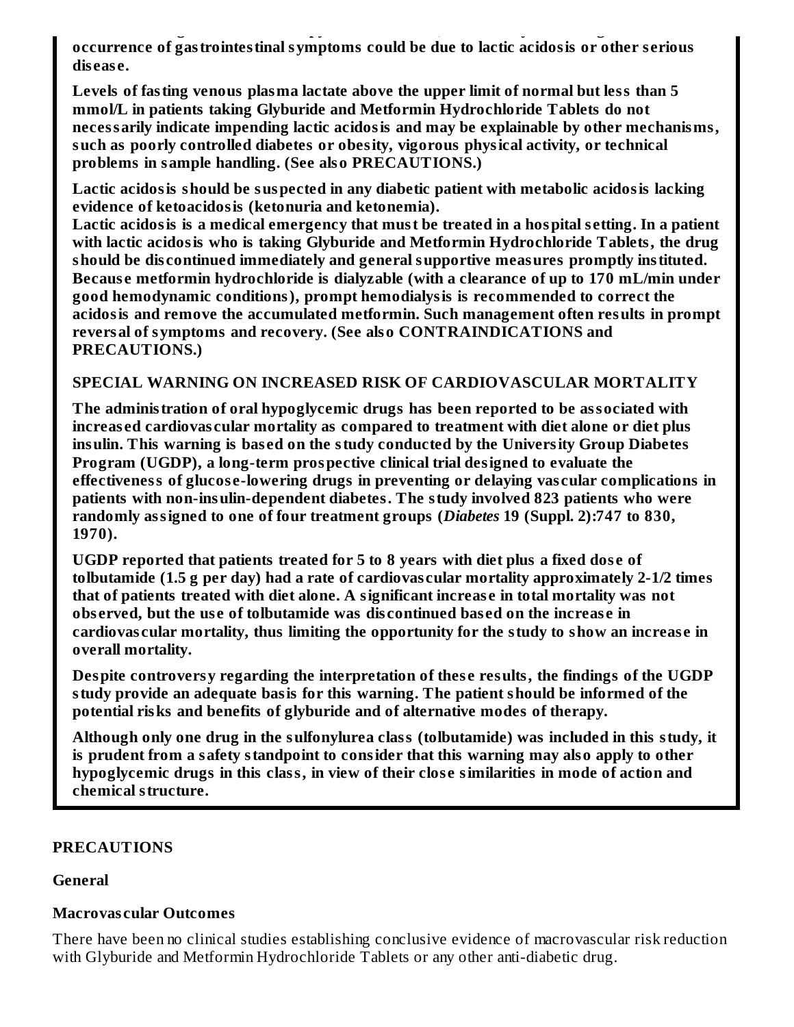**occurrence of gastrointestinal symptoms could be due to lactic acidosis or other serious disease.**

**Levels of fasting venous plasma lactate above the upper limit of normal but less than 5 mmol/L in patients taking Glyburide and Metformin Hydrochloride Tablets do not necessarily indicate impending lactic acidosis and may be explainable by other mechanisms, such as poorly controlled diabetes or obesity, vigorous physical activity, or technical problems in sample handling. (See also PRECAUTIONS.)**

**Lactic acidosis should be suspected in any diabetic patient with metabolic acidosis lacking evidence of ketoacidosis (ketonuria and ketonemia).**

**Lactic acidosis is a medical emergency that must be treated in a hospital setting. In a patient with lactic acidosis who is taking Glyburide and Metformin Hydrochloride Tablets, the drug should be discontinued immediately and general supportive measures promptly instituted. Because metformin hydrochloride is dialyzable (with a clearance of up to 170 mL/min under good hemodynamic conditions), prompt hemodialysis is recommended to correct the acidosis and remove the accumulated metformin. Such management often results in prompt reversal of symptoms and recovery. (See also CONTRAINDICATIONS and PRECAUTIONS.)**

**SPECIAL WARNING ON INCREASED RISK OF CARDIOVASCULAR MORTALITY**

**The administration of oral hypoglycemic drugs has been reported to be associated with increased cardiovascular mortality as compared to treatment with diet alone or diet plus insulin. This warning is based on the study conducted by the University Group Diabetes Program (UGDP), a long-term prospective clinical trial designed to evaluate the effectiveness of glucose-lowering drugs in preventing or delaying vascular complications in patients with non-insulin-dependent diabetes. The study involved 823 patients who were randomly assigned to one of four treatment groups (*Diabetes* 19 (Suppl. 2):747 to 830, 1970).**

**UGDP reported that patients treated for 5 to 8 years with diet plus a fixed dose of tolbutamide (1.5 g per day) had a rate of cardiovascular mortality approximately 2-1/2 times that of patients treated with diet alone. A significant increase in total mortality was not observed, but the use of tolbutamide was discontinued based on the increase in cardiovascular mortality, thus limiting the opportunity for the study to show an increase in overall mortality.**

**Despite controversy regarding the interpretation of these results, the findings of the UGDP study provide an adequate basis for this warning. The patient should be informed of the potential risks and benefits of glyburide and of alternative modes of therapy.**

**Although only one drug in the sulfonylurea class (tolbutamide) was included in this study, it is prudent from a safety standpoint to consider that this warning may also apply to other hypoglycemic drugs in this class, in view of their close similarities in mode of action and chemical structure.**

## PRECAUTIONS

### General

#### Macrovascular Outcomes

There have been no clinical studies establishing conclusive evidence of macrovascular risk reduction with Glyburide and Metformin Hydrochloride Tablets or any other anti-diabetic drug.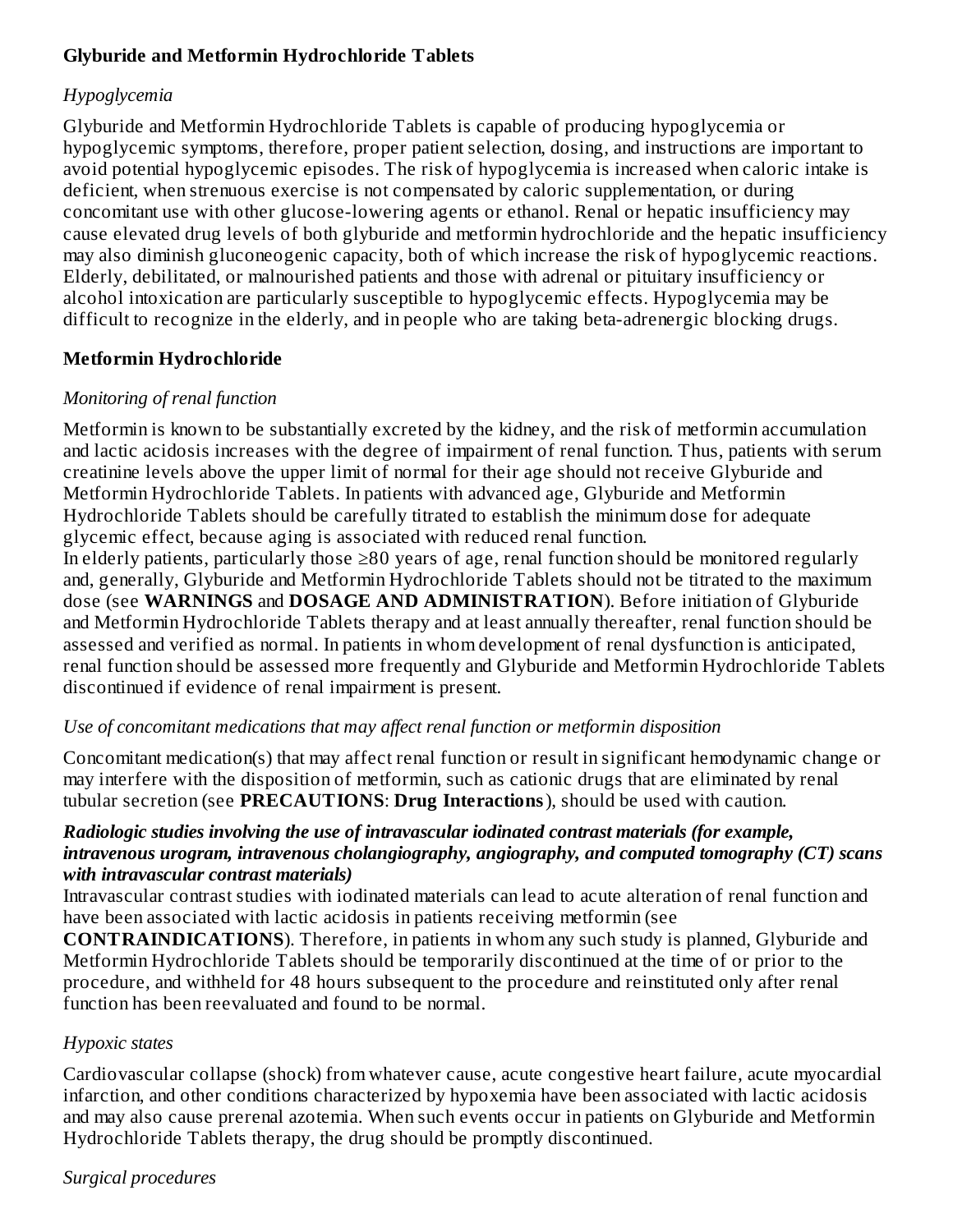**Glyburide and Metformin Hydrochloride Tablets**

*Hypoglycemia*

Glyburide and Metformin Hydrochloride Tablets is capable of producing hypoglycemia or hypoglycemic symptoms, therefore, proper patient selection, dosing, and instructions are important to avoid potential hypoglycemic episodes. The risk of hypoglycemia is increased when caloric intake is deficient, when strenuous exercise is not compensated by caloric supplementation, or during concomitant use with other glucose-lowering agents or ethanol. Renal or hepatic insufficiency may cause elevated drug levels of both glyburide and metformin hydrochloride and the hepatic insufficiency may also diminish gluconeogenic capacity, both of which increase the risk of hypoglycemic reactions. Elderly, debilitated, or malnourished patients and those with adrenal or pituitary insufficiency or alcohol intoxication are particularly susceptible to hypoglycemic effects. Hypoglycemia may be difficult to recognize in the elderly, and in people who are taking beta-adrenergic blocking drugs.

**Metformin Hydrochloride**

*Monitoring of renal function*

Metformin is known to be substantially excreted by the kidney, and the risk of metformin accumulation and lactic acidosis increases with the degree of impairment of renal function. Thus, patients with serum creatinine levels above the upper limit of normal for their age should not receive Glyburide and Metformin Hydrochloride Tablets. In patients with advanced age, Glyburide and Metformin Hydrochloride Tablets should be carefully titrated to establish the minimum dose for adequate glycemic effect, because aging is associated with reduced renal function.
In elderly patients, particularly those ≥80 years of age, renal function should be monitored regularly and, generally, Glyburide and Metformin Hydrochloride Tablets should not be titrated to the maximum dose (see **WARNINGS** and **DOSAGE AND ADMINISTRATION**). Before initiation of Glyburide and Metformin Hydrochloride Tablets therapy and at least annually thereafter, renal function should be assessed and verified as normal. In patients in whom development of renal dysfunction is anticipated, renal function should be assessed more frequently and Glyburide and Metformin Hydrochloride Tablets discontinued if evidence of renal impairment is present.

*Use of concomitant medications that may affect renal function or metformin disposition*

Concomitant medication(s) that may affect renal function or result in significant hemodynamic change or may interfere with the disposition of metformin, such as cationic drugs that are eliminated by renal tubular secretion (see **PRECAUTIONS**: **Drug Interactions**), should be used with caution.

***Radiologic studies involving the use of intravascular iodinated contrast materials (for example, intravenous urogram, intravenous cholangiography, angiography, and computed tomography (CT) scans with intravascular contrast materials)***

Intravascular contrast studies with iodinated materials can lead to acute alteration of renal function and have been associated with lactic acidosis in patients receiving metformin (see **CONTRAINDICATIONS**). Therefore, in patients in whom any such study is planned, Glyburide and Metformin Hydrochloride Tablets should be temporarily discontinued at the time of or prior to the procedure, and withheld for 48 hours subsequent to the procedure and reinstituted only after renal function has been reevaluated and found to be normal.

*Hypoxic states*

Cardiovascular collapse (shock) from whatever cause, acute congestive heart failure, acute myocardial infarction, and other conditions characterized by hypoxemia have been associated with lactic acidosis and may also cause prerenal azotemia. When such events occur in patients on Glyburide and Metformin Hydrochloride Tablets therapy, the drug should be promptly discontinued.

*Surgical procedures*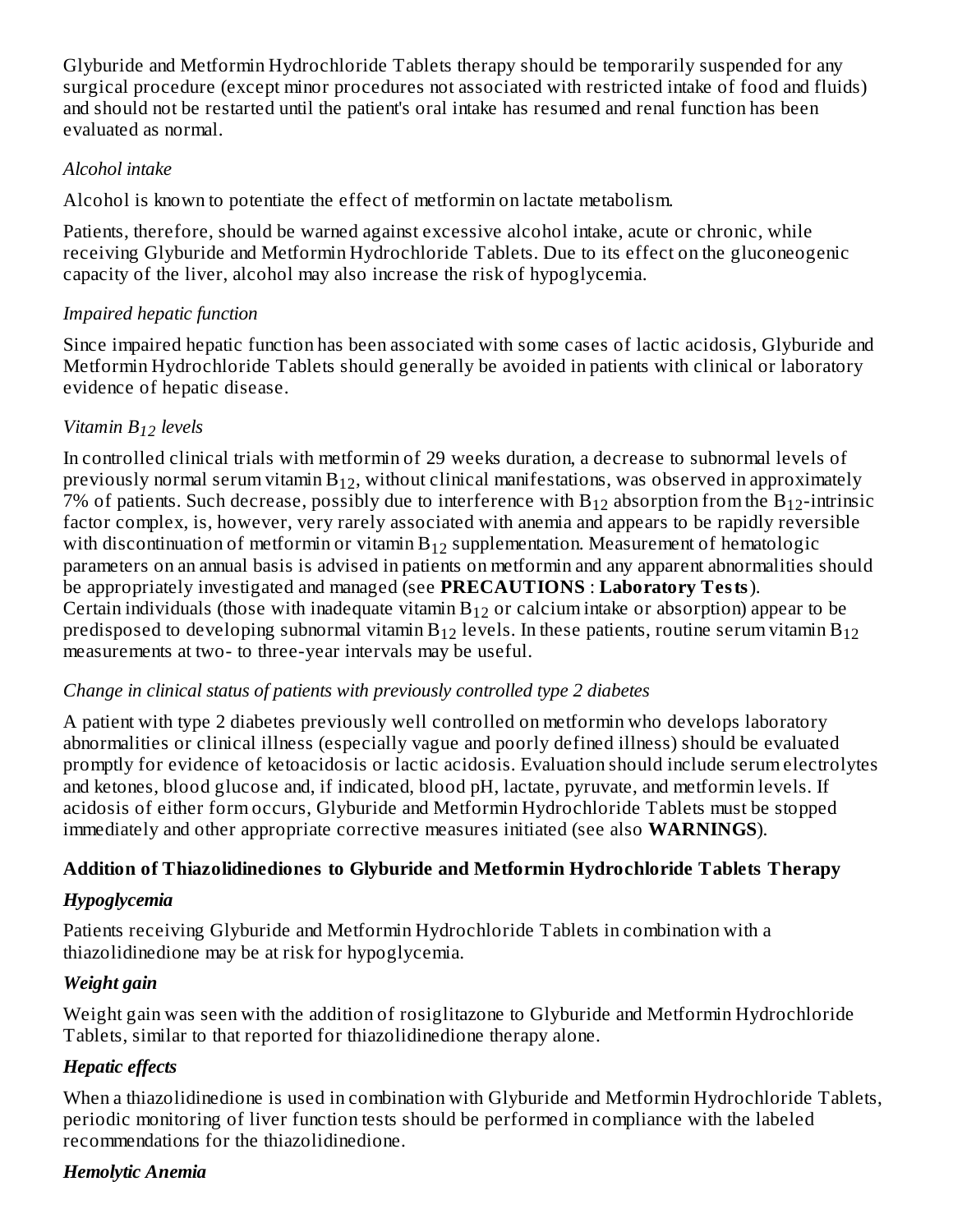Glyburide and Metformin Hydrochloride Tablets therapy should be temporarily suspended for any surgical procedure (except minor procedures not associated with restricted intake of food and fluids) and should not be restarted until the patient's oral intake has resumed and renal function has been evaluated as normal.

*Alcohol intake*

Alcohol is known to potentiate the effect of metformin on lactate metabolism.

Patients, therefore, should be warned against excessive alcohol intake, acute or chronic, while receiving Glyburide and Metformin Hydrochloride Tablets. Due to its effect on the gluconeogenic capacity of the liver, alcohol may also increase the risk of hypoglycemia.

*Impaired hepatic function*

Since impaired hepatic function has been associated with some cases of lactic acidosis, Glyburide and Metformin Hydrochloride Tablets should generally be avoided in patients with clinical or laboratory evidence of hepatic disease.

*Vitamin $B_{12}$ levels*

In controlled clinical trials with metformin of 29 weeks duration, a decrease to subnormal levels of previously normal serum vitamin $B_{12}$, without clinical manifestations, was observed in approximately 7% of patients. Such decrease, possibly due to interference with $B_{12}$ absorption from the $B_{12}$-intrinsic factor complex, is, however, very rarely associated with anemia and appears to be rapidly reversible with discontinuation of metformin or vitamin $B_{12}$ supplementation. Measurement of hematologic parameters on an annual basis is advised in patients on metformin and any apparent abnormalities should be appropriately investigated and managed (see **PRECAUTIONS** : **Laboratory Tests**). Certain individuals (those with inadequate vitamin $B_{12}$ or calcium intake or absorption) appear to be predisposed to developing subnormal vitamin $B_{12}$ levels. In these patients, routine serum vitamin $B_{12}$ measurements at two- to three-year intervals may be useful.

*Change in clinical status of patients with previously controlled type 2 diabetes*

A patient with type 2 diabetes previously well controlled on metformin who develops laboratory abnormalities or clinical illness (especially vague and poorly defined illness) should be evaluated promptly for evidence of ketoacidosis or lactic acidosis. Evaluation should include serum electrolytes and ketones, blood glucose and, if indicated, blood pH, lactate, pyruvate, and metformin levels. If acidosis of either form occurs, Glyburide and Metformin Hydrochloride Tablets must be stopped immediately and other appropriate corrective measures initiated (see also **WARNINGS**).

**Addition of Thiazolidinediones to Glyburide and Metformin Hydrochloride Tablets Therapy**

***Hypoglycemia***

Patients receiving Glyburide and Metformin Hydrochloride Tablets in combination with a thiazolidinedione may be at risk for hypoglycemia.

***Weight gain***

Weight gain was seen with the addition of rosiglitazone to Glyburide and Metformin Hydrochloride Tablets, similar to that reported for thiazolidinedione therapy alone.

***Hepatic effects***

When a thiazolidinedione is used in combination with Glyburide and Metformin Hydrochloride Tablets, periodic monitoring of liver function tests should be performed in compliance with the labeled recommendations for the thiazolidinedione.

***Hemolytic Anemia***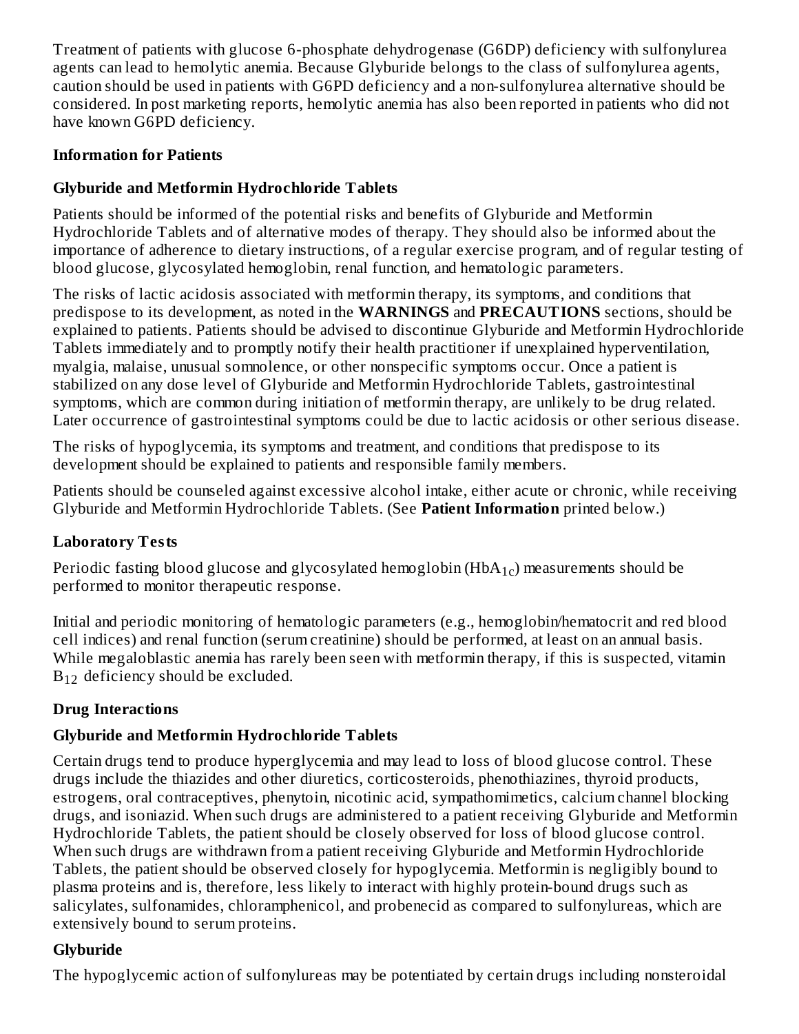Treatment of patients with glucose 6-phosphate dehydrogenase (G6DP) deficiency with sulfonylurea agents can lead to hemolytic anemia. Because Glyburide belongs to the class of sulfonylurea agents, caution should be used in patients with G6PD deficiency and a non-sulfonylurea alternative should be considered. In post marketing reports, hemolytic anemia has also been reported in patients who did not have known G6PD deficiency.

**Information for Patients**

**Glyburide and Metformin Hydrochloride Tablets**

Patients should be informed of the potential risks and benefits of Glyburide and Metformin Hydrochloride Tablets and of alternative modes of therapy. They should also be informed about the importance of adherence to dietary instructions, of a regular exercise program, and of regular testing of blood glucose, glycosylated hemoglobin, renal function, and hematologic parameters.

The risks of lactic acidosis associated with metformin therapy, its symptoms, and conditions that predispose to its development, as noted in the **WARNINGS** and **PRECAUTIONS** sections, should be explained to patients. Patients should be advised to discontinue Glyburide and Metformin Hydrochloride Tablets immediately and to promptly notify their health practitioner if unexplained hyperventilation, myalgia, malaise, unusual somnolence, or other nonspecific symptoms occur. Once a patient is stabilized on any dose level of Glyburide and Metformin Hydrochloride Tablets, gastrointestinal symptoms, which are common during initiation of metformin therapy, are unlikely to be drug related. Later occurrence of gastrointestinal symptoms could be due to lactic acidosis or other serious disease.

The risks of hypoglycemia, its symptoms and treatment, and conditions that predispose to its development should be explained to patients and responsible family members.

Patients should be counseled against excessive alcohol intake, either acute or chronic, while receiving Glyburide and Metformin Hydrochloride Tablets. (See **Patient Information** printed below.)

**Laboratory Tests**

Periodic fasting blood glucose and glycosylated hemoglobin ($HbA_{1c}$) measurements should be performed to monitor therapeutic response.

Initial and periodic monitoring of hematologic parameters (e.g., hemoglobin/hematocrit and red blood cell indices) and renal function (serum creatinine) should be performed, at least on an annual basis. While megaloblastic anemia has rarely been seen with metformin therapy, if this is suspected, vitamin $B_{12}$ deficiency should be excluded.

**Drug Interactions**

**Glyburide and Metformin Hydrochloride Tablets**

Certain drugs tend to produce hyperglycemia and may lead to loss of blood glucose control. These drugs include the thiazides and other diuretics, corticosteroids, phenothiazines, thyroid products, estrogens, oral contraceptives, phenytoin, nicotinic acid, sympathomimetics, calcium channel blocking drugs, and isoniazid. When such drugs are administered to a patient receiving Glyburide and Metformin Hydrochloride Tablets, the patient should be closely observed for loss of blood glucose control. When such drugs are withdrawn from a patient receiving Glyburide and Metformin Hydrochloride Tablets, the patient should be observed closely for hypoglycemia. Metformin is negligibly bound to plasma proteins and is, therefore, less likely to interact with highly protein-bound drugs such as salicylates, sulfonamides, chloramphenicol, and probenecid as compared to sulfonylureas, which are extensively bound to serum proteins.

**Glyburide**

The hypoglycemic action of sulfonylureas may be potentiated by certain drugs including nonsteroidal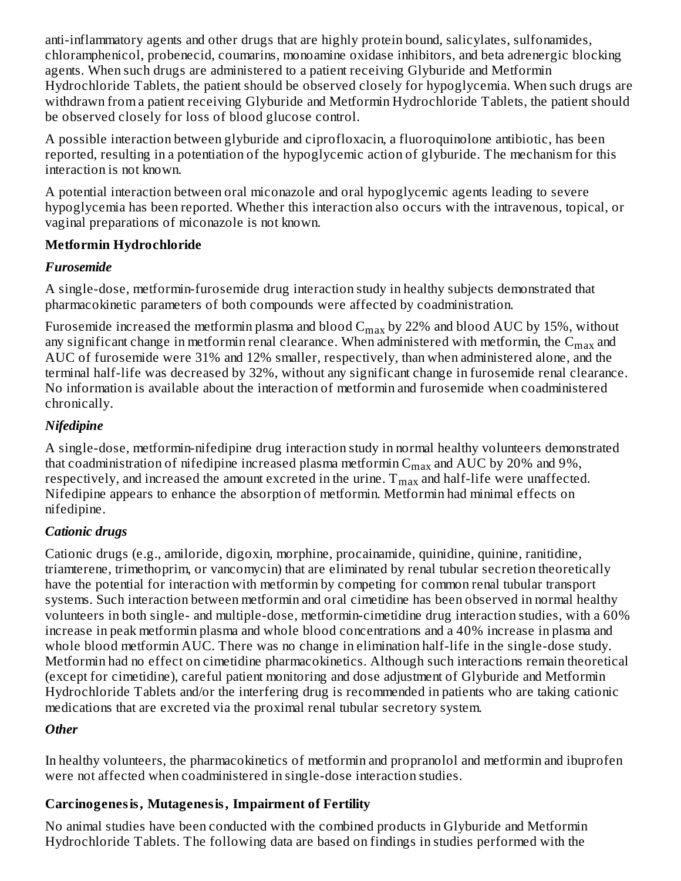anti-inflammatory agents and other drugs that are highly protein bound, salicylates, sulfonamides, chloramphenicol, probenecid, coumarins, monoamine oxidase inhibitors, and beta adrenergic blocking agents. When such drugs are administered to a patient receiving Glyburide and Metformin Hydrochloride Tablets, the patient should be observed closely for hypoglycemia. When such drugs are withdrawn from a patient receiving Glyburide and Metformin Hydrochloride Tablets, the patient should be observed closely for loss of blood glucose control.

A possible interaction between glyburide and ciprofloxacin, a fluoroquinolone antibiotic, has been reported, resulting in a potentiation of the hypoglycemic action of glyburide. The mechanism for this interaction is not known.

A potential interaction between oral miconazole and oral hypoglycemic agents leading to severe hypoglycemia has been reported. Whether this interaction also occurs with the intravenous, topical, or vaginal preparations of miconazole is not known.

**Metformin Hydrochloride**

***Furosemide***

A single-dose, metformin-furosemide drug interaction study in healthy subjects demonstrated that pharmacokinetic parameters of both compounds were affected by coadministration.

Furosemide increased the metformin plasma and blood $C_{max}$ by 22% and blood AUC by 15%, without any significant change in metformin renal clearance. When administered with metformin, the $C_{max}$ and AUC of furosemide were 31% and 12% smaller, respectively, than when administered alone, and the terminal half-life was decreased by 32%, without any significant change in furosemide renal clearance. No information is available about the interaction of metformin and furosemide when coadministered chronically.

***Nifedipine***

A single-dose, metformin-nifedipine drug interaction study in normal healthy volunteers demonstrated that coadministration of nifedipine increased plasma metformin $C_{max}$ and AUC by 20% and 9%, respectively, and increased the amount excreted in the urine. $T_{max}$ and half-life were unaffected. Nifedipine appears to enhance the absorption of metformin. Metformin had minimal effects on nifedipine.

***Cationic drugs***

Cationic drugs (e.g., amiloride, digoxin, morphine, procainamide, quinidine, quinine, ranitidine, triamterene, trimethoprim, or vancomycin) that are eliminated by renal tubular secretion theoretically have the potential for interaction with metformin by competing for common renal tubular transport systems. Such interaction between metformin and oral cimetidine has been observed in normal healthy volunteers in both single- and multiple-dose, metformin-cimetidine drug interaction studies, with a 60% increase in peak metformin plasma and whole blood concentrations and a 40% increase in plasma and whole blood metformin AUC. There was no change in elimination half-life in the single-dose study. Metformin had no effect on cimetidine pharmacokinetics. Although such interactions remain theoretical (except for cimetidine), careful patient monitoring and dose adjustment of Glyburide and Metformin Hydrochloride Tablets and/or the interfering drug is recommended in patients who are taking cationic medications that are excreted via the proximal renal tubular secretory system.

***Other***

In healthy volunteers, the pharmacokinetics of metformin and propranolol and metformin and ibuprofen were not affected when coadministered in single-dose interaction studies.

**Carcinogenesis, Mutagenesis, Impairment of Fertility**

No animal studies have been conducted with the combined products in Glyburide and Metformin Hydrochloride Tablets. The following data are based on findings in studies performed with the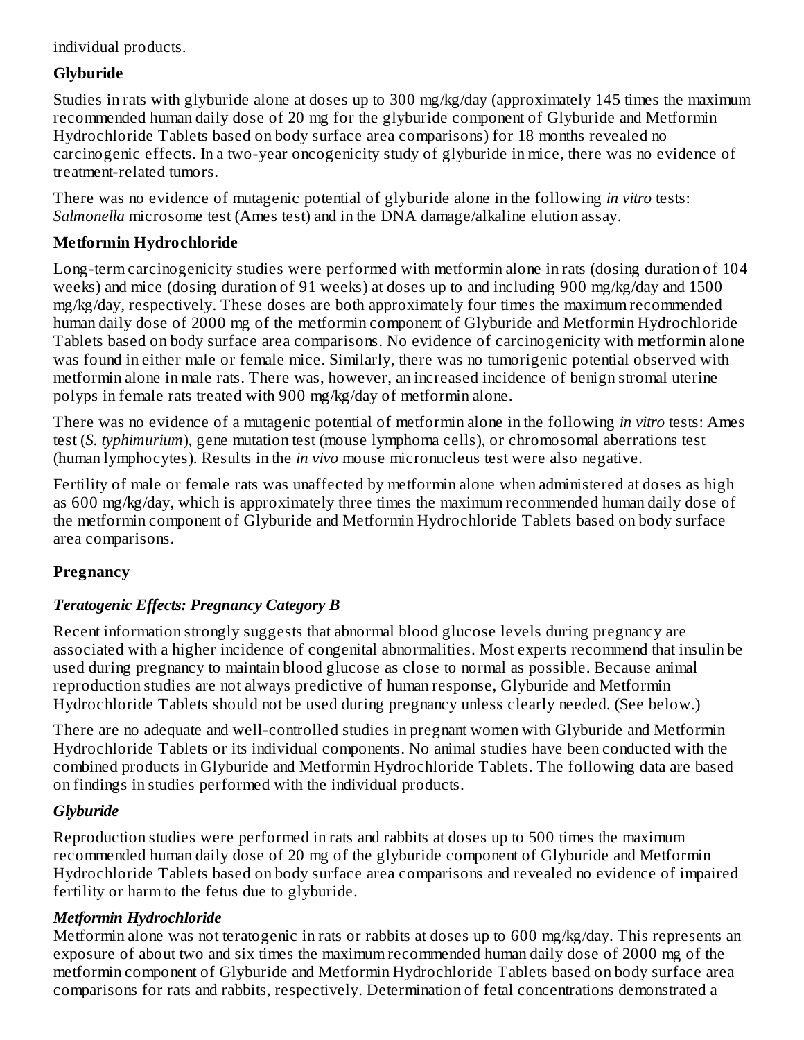individual products.

**Glyburide**

Studies in rats with glyburide alone at doses up to 300 mg/kg/day (approximately 145 times the maximum recommended human daily dose of 20 mg for the glyburide component of Glyburide and Metformin Hydrochloride Tablets based on body surface area comparisons) for 18 months revealed no carcinogenic effects. In a two-year oncogenicity study of glyburide in mice, there was no evidence of treatment-related tumors.

There was no evidence of mutagenic potential of glyburide alone in the following *in vitro* tests: *Salmonella* microsome test (Ames test) and in the DNA damage/alkaline elution assay.

**Metformin Hydrochloride**

Long-term carcinogenicity studies were performed with metformin alone in rats (dosing duration of 104 weeks) and mice (dosing duration of 91 weeks) at doses up to and including 900 mg/kg/day and 1500 mg/kg/day, respectively. These doses are both approximately four times the maximum recommended human daily dose of 2000 mg of the metformin component of Glyburide and Metformin Hydrochloride Tablets based on body surface area comparisons. No evidence of carcinogenicity with metformin alone was found in either male or female mice. Similarly, there was no tumorigenic potential observed with metformin alone in male rats. There was, however, an increased incidence of benign stromal uterine polyps in female rats treated with 900 mg/kg/day of metformin alone.

There was no evidence of a mutagenic potential of metformin alone in the following *in vitro* tests: Ames test (*S. typhimurium*), gene mutation test (mouse lymphoma cells), or chromosomal aberrations test (human lymphocytes). Results in the *in vivo* mouse micronucleus test were also negative.

Fertility of male or female rats was unaffected by metformin alone when administered at doses as high as 600 mg/kg/day, which is approximately three times the maximum recommended human daily dose of the metformin component of Glyburide and Metformin Hydrochloride Tablets based on body surface area comparisons.

**Pregnancy**

***Teratogenic Effects: Pregnancy Category B***

Recent information strongly suggests that abnormal blood glucose levels during pregnancy are associated with a higher incidence of congenital abnormalities. Most experts recommend that insulin be used during pregnancy to maintain blood glucose as close to normal as possible. Because animal reproduction studies are not always predictive of human response, Glyburide and Metformin Hydrochloride Tablets should not be used during pregnancy unless clearly needed. (See below.)

There are no adequate and well-controlled studies in pregnant women with Glyburide and Metformin Hydrochloride Tablets or its individual components. No animal studies have been conducted with the combined products in Glyburide and Metformin Hydrochloride Tablets. The following data are based on findings in studies performed with the individual products.

***Glyburide***

Reproduction studies were performed in rats and rabbits at doses up to 500 times the maximum recommended human daily dose of 20 mg of the glyburide component of Glyburide and Metformin Hydrochloride Tablets based on body surface area comparisons and revealed no evidence of impaired fertility or harm to the fetus due to glyburide.

***Metformin Hydrochloride***

Metformin alone was not teratogenic in rats or rabbits at doses up to 600 mg/kg/day. This represents an exposure of about two and six times the maximum recommended human daily dose of 2000 mg of the metformin component of Glyburide and Metformin Hydrochloride Tablets based on body surface area comparisons for rats and rabbits, respectively. Determination of fetal concentrations demonstrated a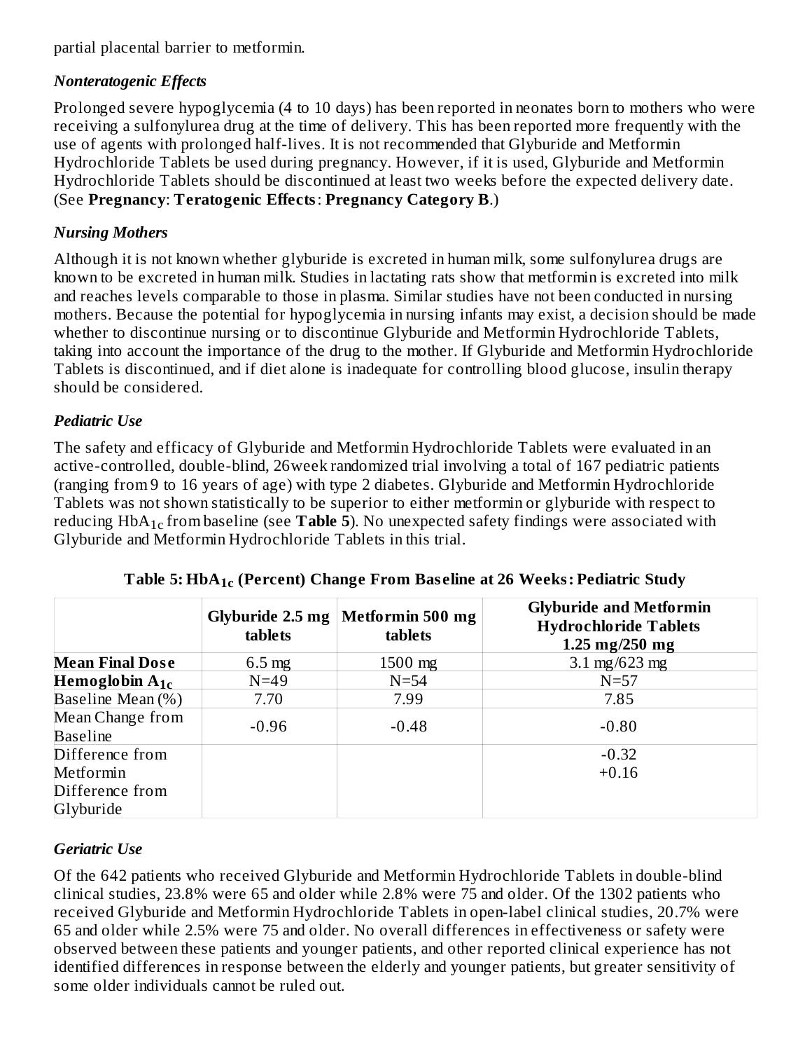partial placental barrier to metformin.

### *Nonteratogenic Effects*

Prolonged severe hypoglycemia (4 to 10 days) has been reported in neonates born to mothers who were receiving a sulfonylurea drug at the time of delivery. This has been reported more frequently with the use of agents with prolonged half-lives. It is not recommended that Glyburide and Metformin Hydrochloride Tablets be used during pregnancy. However, if it is used, Glyburide and Metformin Hydrochloride Tablets should be discontinued at least two weeks before the expected delivery date. (See **Pregnancy**: **Teratogenic Effects**: **Pregnancy Category B**.)

### *Nursing Mothers*

Although it is not known whether glyburide is excreted in human milk, some sulfonylurea drugs are known to be excreted in human milk. Studies in lactating rats show that metformin is excreted into milk and reaches levels comparable to those in plasma. Similar studies have not been conducted in nursing mothers. Because the potential for hypoglycemia in nursing infants may exist, a decision should be made whether to discontinue nursing or to discontinue Glyburide and Metformin Hydrochloride Tablets, taking into account the importance of the drug to the mother. If Glyburide and Metformin Hydrochloride Tablets is discontinued, and if diet alone is inadequate for controlling blood glucose, insulin therapy should be considered.

### *Pediatric Use*

The safety and efficacy of Glyburide and Metformin Hydrochloride Tablets were evaluated in an active-controlled, double-blind, 26week randomized trial involving a total of 167 pediatric patients (ranging from 9 to 16 years of age) with type 2 diabetes. Glyburide and Metformin Hydrochloride Tablets was not shown statistically to be superior to either metformin or glyburide with respect to reducing $HbA_{1c}$ from baseline (see **Table 5**). No unexpected safety findings were associated with Glyburide and Metformin Hydrochloride Tablets in this trial.

**Table 5: $HbA_{1c}$ (Percent) Change From Baseline at 26 Weeks: Pediatric Study**

| | Glyburide 2.5 mg tablets | Metformin 500 mg tablets | Glyburide and Metformin Hydrochloride Tablets 1.25 mg/250 mg |
|---|---|---|---|
| **Mean Final Dose** | 6.5 mg | 1500 mg | 3.1 mg/623 mg |
| **Hemoglobin $A_{1c}$** | N=49 | N=54 | N=57 |
| Baseline Mean (%) | 7.70 | 7.99 | 7.85 |
| Mean Change from Baseline | -0.96 | -0.48 | -0.80 |
| Difference from Metformin | | | -0.32 |
| Difference from Glyburide | | | +0.16 |

### *Geriatric Use*

Of the 642 patients who received Glyburide and Metformin Hydrochloride Tablets in double-blind clinical studies, 23.8% were 65 and older while 2.8% were 75 and older. Of the 1302 patients who received Glyburide and Metformin Hydrochloride Tablets in open-label clinical studies, 20.7% were 65 and older while 2.5% were 75 and older. No overall differences in effectiveness or safety were observed between these patients and younger patients, and other reported clinical experience has not identified differences in response between the elderly and younger patients, but greater sensitivity of some older individuals cannot be ruled out.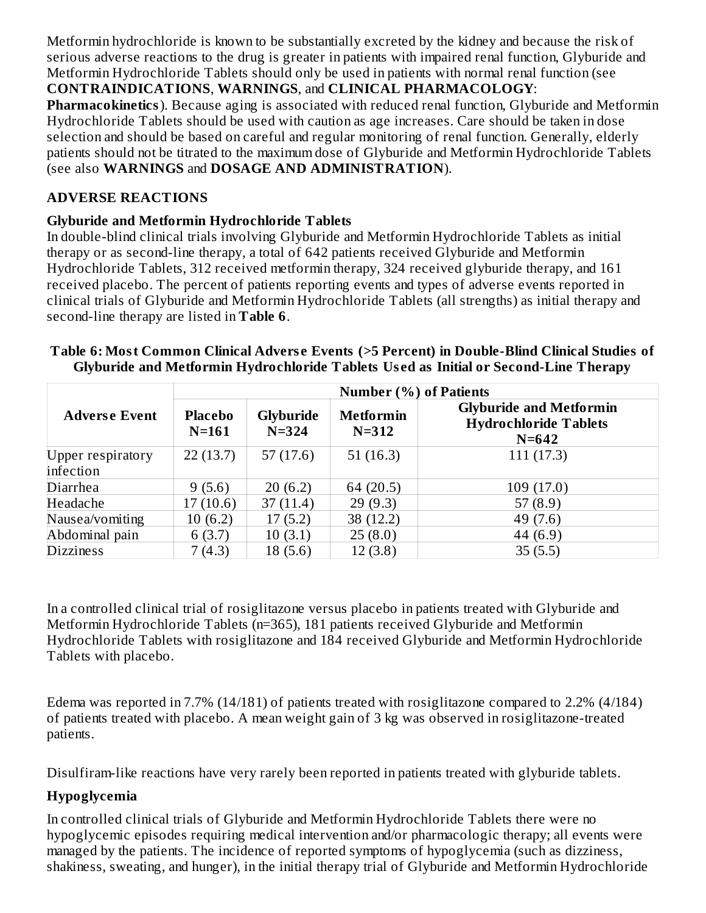Metformin hydrochloride is known to be substantially excreted by the kidney and because the risk of serious adverse reactions to the drug is greater in patients with impaired renal function, Glyburide and Metformin Hydrochloride Tablets should only be used in patients with normal renal function (see **CONTRAINDICATIONS**, **WARNINGS**, and **CLINICAL PHARMACOLOGY**: **Pharmacokinetics**). Because aging is associated with reduced renal function, Glyburide and Metformin Hydrochloride Tablets should be used with caution as age increases. Care should be taken in dose selection and should be based on careful and regular monitoring of renal function. Generally, elderly patients should not be titrated to the maximum dose of Glyburide and Metformin Hydrochloride Tablets (see also **WARNINGS** and **DOSAGE AND ADMINISTRATION**).

## ADVERSE REACTIONS

### Glyburide and Metformin Hydrochloride Tablets

In double-blind clinical trials involving Glyburide and Metformin Hydrochloride Tablets as initial therapy or as second-line therapy, a total of 642 patients received Glyburide and Metformin Hydrochloride Tablets, 312 received metformin therapy, 324 received glyburide therapy, and 161 received placebo. The percent of patients reporting events and types of adverse events reported in clinical trials of Glyburide and Metformin Hydrochloride Tablets (all strengths) as initial therapy and second-line therapy are listed in **Table 6**.

**Table 6: Most Common Clinical Adverse Events (>5 Percent) in Double-Blind Clinical Studies of Glyburide and Metformin Hydrochloride Tablets Used as Initial or Second-Line Therapy**

| Adverse Event | Number (%) of Patients | | | |
|---|---|---|---|---|
| | Placebo N=161 | Glyburide N=324 | Metformin N=312 | Glyburide and Metformin Hydrochloride Tablets N=642 |
| Upper respiratory infection | 22 (13.7) | 57 (17.6) | 51 (16.3) | 111 (17.3) |
| Diarrhea | 9 (5.6) | 20 (6.2) | 64 (20.5) | 109 (17.0) |
| Headache | 17 (10.6) | 37 (11.4) | 29 (9.3) | 57 (8.9) |
| Nausea/vomiting | 10 (6.2) | 17 (5.2) | 38 (12.2) | 49 (7.6) |
| Abdominal pain | 6 (3.7) | 10 (3.1) | 25 (8.0) | 44 (6.9) |
| Dizziness | 7 (4.3) | 18 (5.6) | 12 (3.8) | 35 (5.5) |

In a controlled clinical trial of rosiglitazone versus placebo in patients treated with Glyburide and Metformin Hydrochloride Tablets (n=365), 181 patients received Glyburide and Metformin Hydrochloride Tablets with rosiglitazone and 184 received Glyburide and Metformin Hydrochloride Tablets with placebo.

Edema was reported in 7.7% (14/181) of patients treated with rosiglitazone compared to 2.2% (4/184) of patients treated with placebo. A mean weight gain of 3 kg was observed in rosiglitazone-treated patients.

Disulfiram-like reactions have very rarely been reported in patients treated with glyburide tablets.

### Hypoglycemia

In controlled clinical trials of Glyburide and Metformin Hydrochloride Tablets there were no hypoglycemic episodes requiring medical intervention and/or pharmacologic therapy; all events were managed by the patients. The incidence of reported symptoms of hypoglycemia (such as dizziness, shakiness, sweating, and hunger), in the initial therapy trial of Glyburide and Metformin Hydrochloride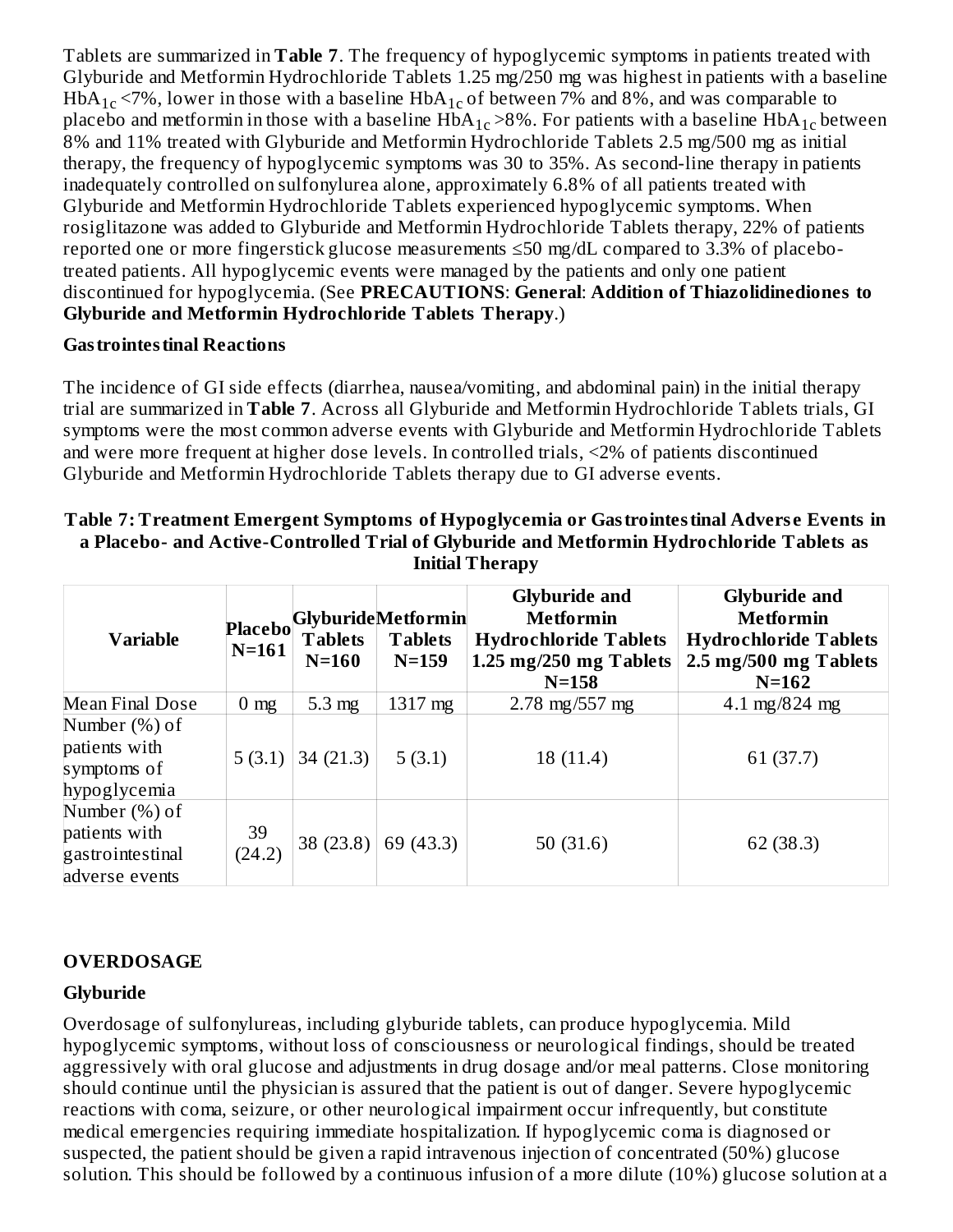Tablets are summarized in **Table 7**. The frequency of hypoglycemic symptoms in patients treated with Glyburide and Metformin Hydrochloride Tablets 1.25 mg/250 mg was highest in patients with a baseline $HbA_{1c}$ <7%, lower in those with a baseline $HbA_{1c}$ of between 7% and 8%, and was comparable to placebo and metformin in those with a baseline $HbA_{1c}$ >8%. For patients with a baseline $HbA_{1c}$ between 8% and 11% treated with Glyburide and Metformin Hydrochloride Tablets 2.5 mg/500 mg as initial therapy, the frequency of hypoglycemic symptoms was 30 to 35%. As second-line therapy in patients inadequately controlled on sulfonylurea alone, approximately 6.8% of all patients treated with Glyburide and Metformin Hydrochloride Tablets experienced hypoglycemic symptoms. When rosiglitazone was added to Glyburide and Metformin Hydrochloride Tablets therapy, 22% of patients reported one or more fingerstick glucose measurements ≤50 mg/dL compared to 3.3% of placebo-treated patients. All hypoglycemic events were managed by the patients and only one patient discontinued for hypoglycemia. (See **PRECAUTIONS**: **General**: **Addition of Thiazolidinediones to Glyburide and Metformin Hydrochloride Tablets Therapy**.)

**Gastrointestinal Reactions**

The incidence of GI side effects (diarrhea, nausea/vomiting, and abdominal pain) in the initial therapy trial are summarized in **Table 7**. Across all Glyburide and Metformin Hydrochloride Tablets trials, GI symptoms were the most common adverse events with Glyburide and Metformin Hydrochloride Tablets and were more frequent at higher dose levels. In controlled trials, <2% of patients discontinued Glyburide and Metformin Hydrochloride Tablets therapy due to GI adverse events.

**Table 7: Treatment Emergent Symptoms of Hypoglycemia or Gastrointestinal Adverse Events in a Placebo- and Active-Controlled Trial of Glyburide and Metformin Hydrochloride Tablets as Initial Therapy**

| Variable | Placebo N=161 | Glyburide Tablets N=160 | Metformin Tablets N=159 | Glyburide and Metformin Hydrochloride Tablets 1.25 mg/250 mg Tablets N=158 | Glyburide and Metformin Hydrochloride Tablets 2.5 mg/500 mg Tablets N=162 |
|---|---|---|---|---|---|
| Mean Final Dose | 0 mg | 5.3 mg | 1317 mg | 2.78 mg/557 mg | 4.1 mg/824 mg |
| Number (%) of patients with symptoms of hypoglycemia | 5 (3.1) | 34 (21.3) | 5 (3.1) | 18 (11.4) | 61 (37.7) |
| Number (%) of patients with gastrointestinal adverse events | 39 (24.2) | 38 (23.8) | 69 (43.3) | 50 (31.6) | 62 (38.3) |

## OVERDOSAGE

**Glyburide**

Overdosage of sulfonylureas, including glyburide tablets, can produce hypoglycemia. Mild hypoglycemic symptoms, without loss of consciousness or neurological findings, should be treated aggressively with oral glucose and adjustments in drug dosage and/or meal patterns. Close monitoring should continue until the physician is assured that the patient is out of danger. Severe hypoglycemic reactions with coma, seizure, or other neurological impairment occur infrequently, but constitute medical emergencies requiring immediate hospitalization. If hypoglycemic coma is diagnosed or suspected, the patient should be given a rapid intravenous injection of concentrated (50%) glucose solution. This should be followed by a continuous infusion of a more dilute (10%) glucose solution at a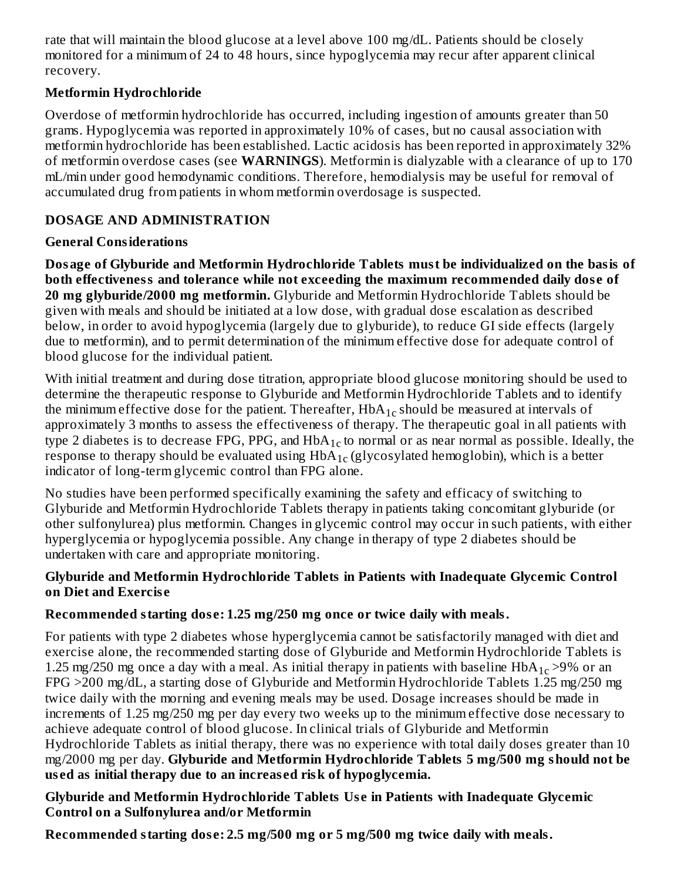rate that will maintain the blood glucose at a level above 100 mg/dL. Patients should be closely monitored for a minimum of 24 to 48 hours, since hypoglycemia may recur after apparent clinical recovery.

### Metformin Hydrochloride

Overdose of metformin hydrochloride has occurred, including ingestion of amounts greater than 50 grams. Hypoglycemia was reported in approximately 10% of cases, but no causal association with metformin hydrochloride has been established. Lactic acidosis has been reported in approximately 32% of metformin overdose cases (see **WARNINGS**). Metformin is dialyzable with a clearance of up to 170 mL/min under good hemodynamic conditions. Therefore, hemodialysis may be useful for removal of accumulated drug from patients in whom metformin overdosage is suspected.

## DOSAGE AND ADMINISTRATION

### General Considerations

**Dosage of Glyburide and Metformin Hydrochloride Tablets must be individualized on the basis of both effectiveness and tolerance while not exceeding the maximum recommended daily dose of 20 mg glyburide/2000 mg metformin.** Glyburide and Metformin Hydrochloride Tablets should be given with meals and should be initiated at a low dose, with gradual dose escalation as described below, in order to avoid hypoglycemia (largely due to glyburide), to reduce GI side effects (largely due to metformin), and to permit determination of the minimum effective dose for adequate control of blood glucose for the individual patient.

With initial treatment and during dose titration, appropriate blood glucose monitoring should be used to determine the therapeutic response to Glyburide and Metformin Hydrochloride Tablets and to identify the minimum effective dose for the patient. Thereafter, $HbA_{1c}$ should be measured at intervals of approximately 3 months to assess the effectiveness of therapy. The therapeutic goal in all patients with type 2 diabetes is to decrease FPG, PPG, and $HbA_{1c}$ to normal or as near normal as possible. Ideally, the response to therapy should be evaluated using $HbA_{1c}$ (glycosylated hemoglobin), which is a better indicator of long-term glycemic control than FPG alone.

No studies have been performed specifically examining the safety and efficacy of switching to Glyburide and Metformin Hydrochloride Tablets therapy in patients taking concomitant glyburide (or other sulfonylurea) plus metformin. Changes in glycemic control may occur in such patients, with either hyperglycemia or hypoglycemia possible. Any change in therapy of type 2 diabetes should be undertaken with care and appropriate monitoring.

### Glyburide and Metformin Hydrochloride Tablets in Patients with Inadequate Glycemic Control on Diet and Exercise

**Recommended starting dose: 1.25 mg/250 mg once or twice daily with meals.**

For patients with type 2 diabetes whose hyperglycemia cannot be satisfactorily managed with diet and exercise alone, the recommended starting dose of Glyburide and Metformin Hydrochloride Tablets is 1.25 mg/250 mg once a day with a meal. As initial therapy in patients with baseline $HbA_{1c}$ >9% or an FPG >200 mg/dL, a starting dose of Glyburide and Metformin Hydrochloride Tablets 1.25 mg/250 mg twice daily with the morning and evening meals may be used. Dosage increases should be made in increments of 1.25 mg/250 mg per day every two weeks up to the minimum effective dose necessary to achieve adequate control of blood glucose. In clinical trials of Glyburide and Metformin Hydrochloride Tablets as initial therapy, there was no experience with total daily doses greater than 10 mg/2000 mg per day. **Glyburide and Metformin Hydrochloride Tablets 5 mg/500 mg should not be used as initial therapy due to an increased risk of hypoglycemia.**

### Glyburide and Metformin Hydrochloride Tablets Use in Patients with Inadequate Glycemic Control on a Sulfonylurea and/or Metformin

**Recommended starting dose: 2.5 mg/500 mg or 5 mg/500 mg twice daily with meals.**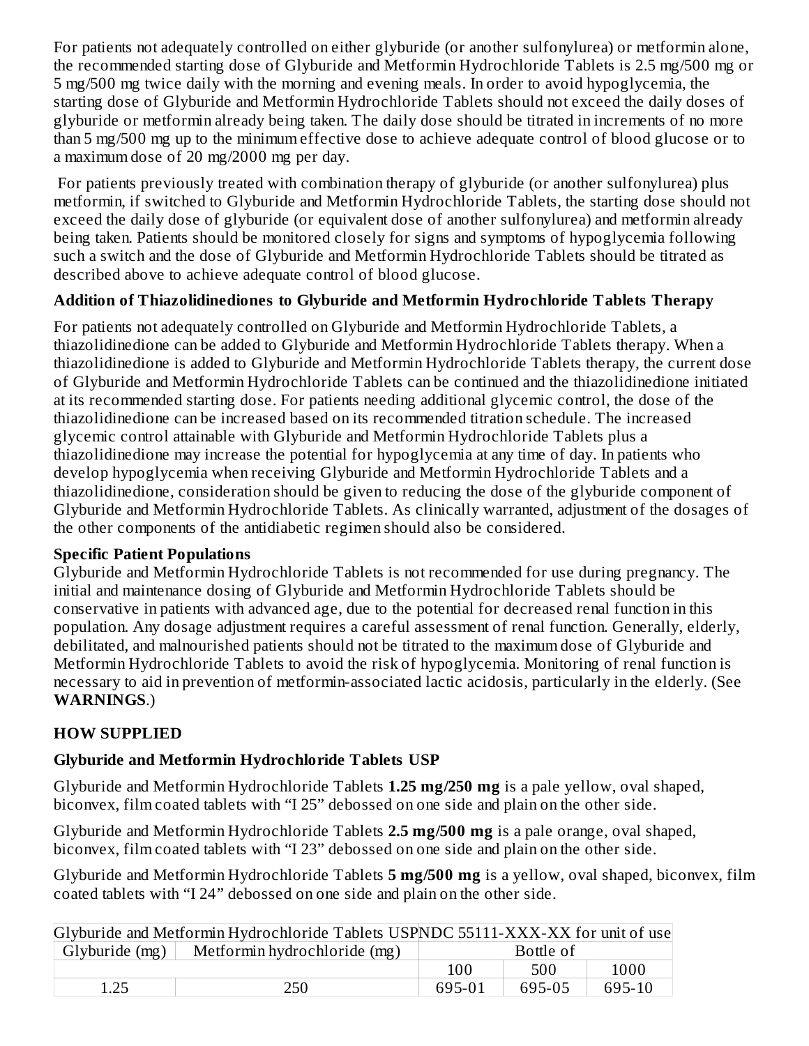For patients not adequately controlled on either glyburide (or another sulfonylurea) or metformin alone, the recommended starting dose of Glyburide and Metformin Hydrochloride Tablets is 2.5 mg/500 mg or 5 mg/500 mg twice daily with the morning and evening meals. In order to avoid hypoglycemia, the starting dose of Glyburide and Metformin Hydrochloride Tablets should not exceed the daily doses of glyburide or metformin already being taken. The daily dose should be titrated in increments of no more than 5 mg/500 mg up to the minimum effective dose to achieve adequate control of blood glucose or to a maximum dose of 20 mg/2000 mg per day.

For patients previously treated with combination therapy of glyburide (or another sulfonylurea) plus metformin, if switched to Glyburide and Metformin Hydrochloride Tablets, the starting dose should not exceed the daily dose of glyburide (or equivalent dose of another sulfonylurea) and metformin already being taken. Patients should be monitored closely for signs and symptoms of hypoglycemia following such a switch and the dose of Glyburide and Metformin Hydrochloride Tablets should be titrated as described above to achieve adequate control of blood glucose.

### Addition of Thiazolidinediones to Glyburide and Metformin Hydrochloride Tablets Therapy

For patients not adequately controlled on Glyburide and Metformin Hydrochloride Tablets, a thiazolidinedione can be added to Glyburide and Metformin Hydrochloride Tablets therapy. When a thiazolidinedione is added to Glyburide and Metformin Hydrochloride Tablets therapy, the current dose of Glyburide and Metformin Hydrochloride Tablets can be continued and the thiazolidinedione initiated at its recommended starting dose. For patients needing additional glycemic control, the dose of the thiazolidinedione can be increased based on its recommended titration schedule. The increased glycemic control attainable with Glyburide and Metformin Hydrochloride Tablets plus a thiazolidinedione may increase the potential for hypoglycemia at any time of day. In patients who develop hypoglycemia when receiving Glyburide and Metformin Hydrochloride Tablets and a thiazolidinedione, consideration should be given to reducing the dose of the glyburide component of Glyburide and Metformin Hydrochloride Tablets. As clinically warranted, adjustment of the dosages of the other components of the antidiabetic regimen should also be considered.

### Specific Patient Populations

Glyburide and Metformin Hydrochloride Tablets is not recommended for use during pregnancy. The initial and maintenance dosing of Glyburide and Metformin Hydrochloride Tablets should be conservative in patients with advanced age, due to the potential for decreased renal function in this population. Any dosage adjustment requires a careful assessment of renal function. Generally, elderly, debilitated, and malnourished patients should not be titrated to the maximum dose of Glyburide and Metformin Hydrochloride Tablets to avoid the risk of hypoglycemia. Monitoring of renal function is necessary to aid in prevention of metformin-associated lactic acidosis, particularly in the elderly. (See **WARNINGS**.)

## HOW SUPPLIED

### Glyburide and Metformin Hydrochloride Tablets USP

Glyburide and Metformin Hydrochloride Tablets **1.25 mg/250 mg** is a pale yellow, oval shaped, biconvex, film coated tablets with “I 25” debossed on one side and plain on the other side.

Glyburide and Metformin Hydrochloride Tablets **2.5 mg/500 mg** is a pale orange, oval shaped, biconvex, film coated tablets with “I 23” debossed on one side and plain on the other side.

Glyburide and Metformin Hydrochloride Tablets **5 mg/500 mg** is a yellow, oval shaped, biconvex, film coated tablets with “I 24” debossed on one side and plain on the other side.

| Glyburide and Metformin Hydrochloride Tablets USP | | NDC 55111-XXX-XX for unit of use | | |
|---|---|---|---|---|
| Glyburide (mg) | Metformin hydrochloride (mg) | Bottle of | | |
| | | 100 | 500 | 1000 |
| 1.25 | 250 | 695-01 | 695-05 | 695-10 |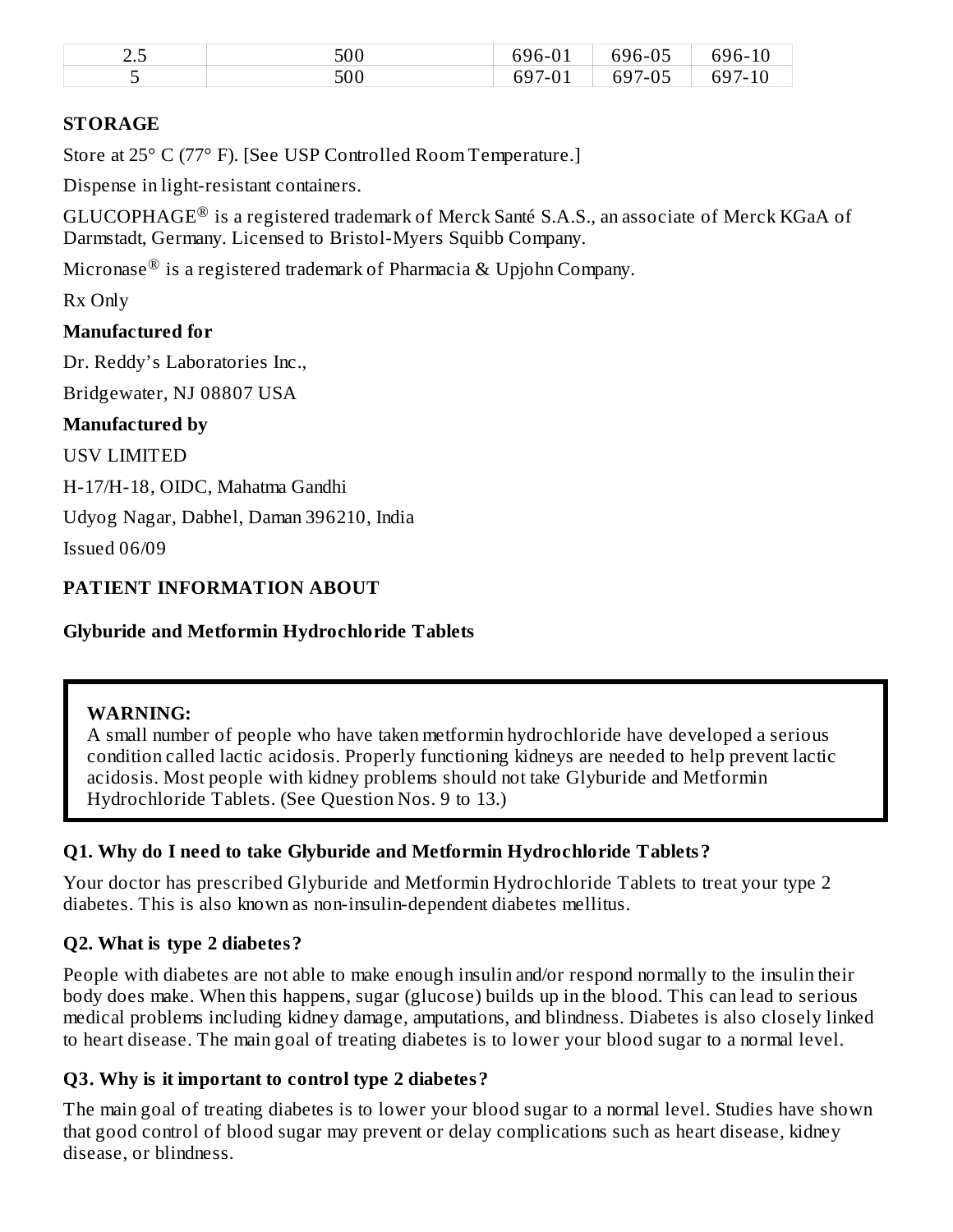| 2.5 | 500 | 696-01 | 696-05 | 696-10 |
|---|---|---|---|---|
| 5 | 500 | 697-01 | 697-05 | 697-10 |

**STORAGE**

Store at 25° C (77° F). [See USP Controlled Room Temperature.]

Dispense in light-resistant containers.

GLUCOPHAGE® is a registered trademark of Merck Santé S.A.S., an associate of Merck KGaA of Darmstadt, Germany. Licensed to Bristol-Myers Squibb Company.

Micronase® is a registered trademark of Pharmacia & Upjohn Company.

Rx Only

**Manufactured for**

Dr. Reddy's Laboratories Inc.,

Bridgewater, NJ 08807 USA

**Manufactured by**

USV LIMITED

H-17/H-18, OIDC, Mahatma Gandhi

Udyog Nagar, Dabhel, Daman 396210, India

Issued 06/09

**PATIENT INFORMATION ABOUT**

**Glyburide and Metformin Hydrochloride Tablets**

> **WARNING:**
> A small number of people who have taken metformin hydrochloride have developed a serious condition called lactic acidosis. Properly functioning kidneys are needed to help prevent lactic acidosis. Most people with kidney problems should not take Glyburide and Metformin Hydrochloride Tablets. (See Question Nos. 9 to 13.)

**Q1. Why do I need to take Glyburide and Metformin Hydrochloride Tablets?**

Your doctor has prescribed Glyburide and Metformin Hydrochloride Tablets to treat your type 2 diabetes. This is also known as non-insulin-dependent diabetes mellitus.

**Q2. What is type 2 diabetes?**

People with diabetes are not able to make enough insulin and/or respond normally to the insulin their body does make. When this happens, sugar (glucose) builds up in the blood. This can lead to serious medical problems including kidney damage, amputations, and blindness. Diabetes is also closely linked to heart disease. The main goal of treating diabetes is to lower your blood sugar to a normal level.

**Q3. Why is it important to control type 2 diabetes?**

The main goal of treating diabetes is to lower your blood sugar to a normal level. Studies have shown that good control of blood sugar may prevent or delay complications such as heart disease, kidney disease, or blindness.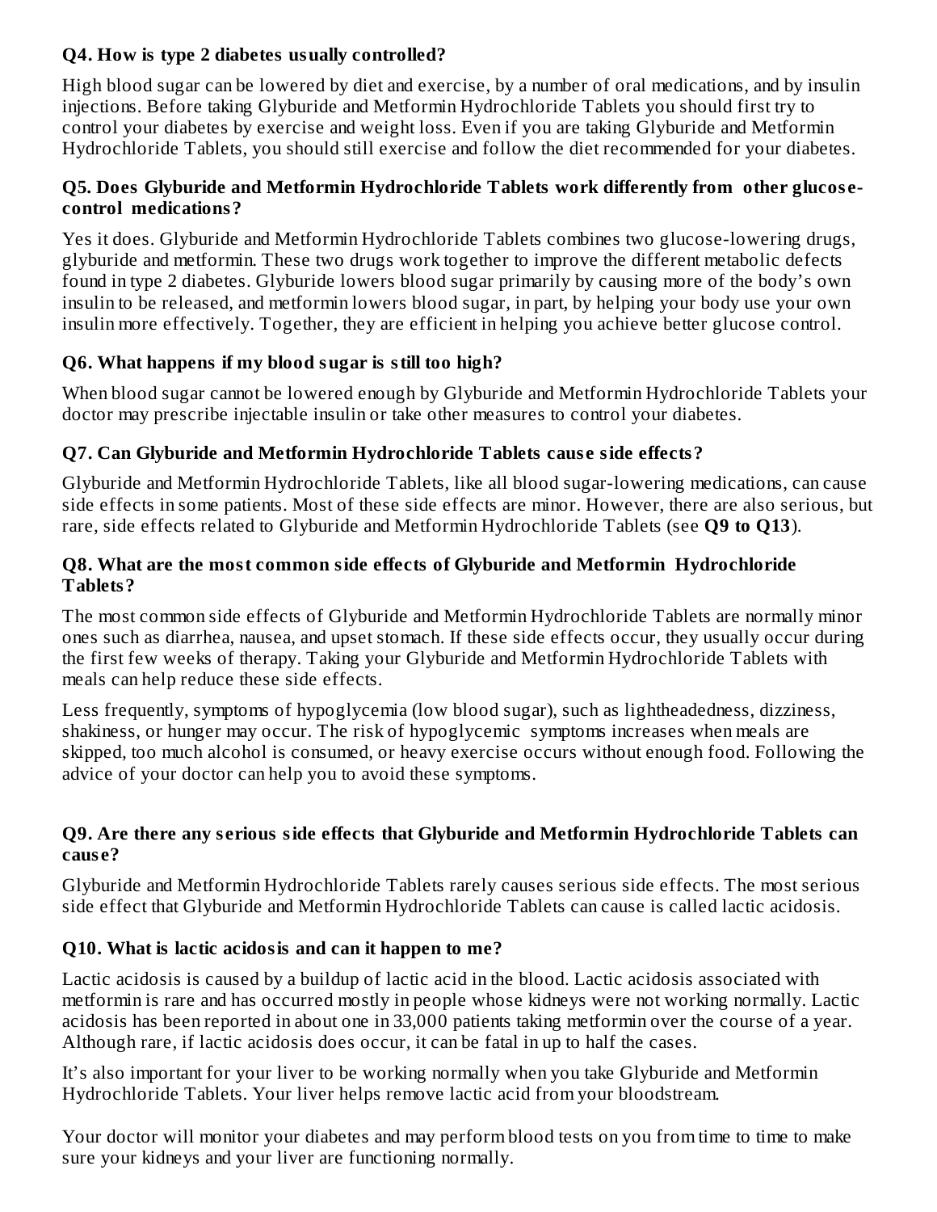**Q4. How is type 2 diabetes usually controlled?**

High blood sugar can be lowered by diet and exercise, by a number of oral medications, and by insulin injections. Before taking Glyburide and Metformin Hydrochloride Tablets you should first try to control your diabetes by exercise and weight loss. Even if you are taking Glyburide and Metformin Hydrochloride Tablets, you should still exercise and follow the diet recommended for your diabetes.

**Q5. Does Glyburide and Metformin Hydrochloride Tablets work differently from other glucose-control medications?**

Yes it does. Glyburide and Metformin Hydrochloride Tablets combines two glucose-lowering drugs, glyburide and metformin. These two drugs work together to improve the different metabolic defects found in type 2 diabetes. Glyburide lowers blood sugar primarily by causing more of the body's own insulin to be released, and metformin lowers blood sugar, in part, by helping your body use your own insulin more effectively. Together, they are efficient in helping you achieve better glucose control.

**Q6. What happens if my blood sugar is still too high?**

When blood sugar cannot be lowered enough by Glyburide and Metformin Hydrochloride Tablets your doctor may prescribe injectable insulin or take other measures to control your diabetes.

**Q7. Can Glyburide and Metformin Hydrochloride Tablets cause side effects?**

Glyburide and Metformin Hydrochloride Tablets, like all blood sugar-lowering medications, can cause side effects in some patients. Most of these side effects are minor. However, there are also serious, but rare, side effects related to Glyburide and Metformin Hydrochloride Tablets (see **Q9 to Q13**).

**Q8. What are the most common side effects of Glyburide and Metformin Hydrochloride Tablets?**

The most common side effects of Glyburide and Metformin Hydrochloride Tablets are normally minor ones such as diarrhea, nausea, and upset stomach. If these side effects occur, they usually occur during the first few weeks of therapy. Taking your Glyburide and Metformin Hydrochloride Tablets with meals can help reduce these side effects.

Less frequently, symptoms of hypoglycemia (low blood sugar), such as lightheadedness, dizziness, shakiness, or hunger may occur. The risk of hypoglycemic symptoms increases when meals are skipped, too much alcohol is consumed, or heavy exercise occurs without enough food. Following the advice of your doctor can help you to avoid these symptoms.

**Q9. Are there any serious side effects that Glyburide and Metformin Hydrochloride Tablets can cause?**

Glyburide and Metformin Hydrochloride Tablets rarely causes serious side effects. The most serious side effect that Glyburide and Metformin Hydrochloride Tablets can cause is called lactic acidosis.

**Q10. What is lactic acidosis and can it happen to me?**

Lactic acidosis is caused by a buildup of lactic acid in the blood. Lactic acidosis associated with metformin is rare and has occurred mostly in people whose kidneys were not working normally. Lactic acidosis has been reported in about one in 33,000 patients taking metformin over the course of a year. Although rare, if lactic acidosis does occur, it can be fatal in up to half the cases.

It's also important for your liver to be working normally when you take Glyburide and Metformin Hydrochloride Tablets. Your liver helps remove lactic acid from your bloodstream.

Your doctor will monitor your diabetes and may perform blood tests on you from time to time to make sure your kidneys and your liver are functioning normally.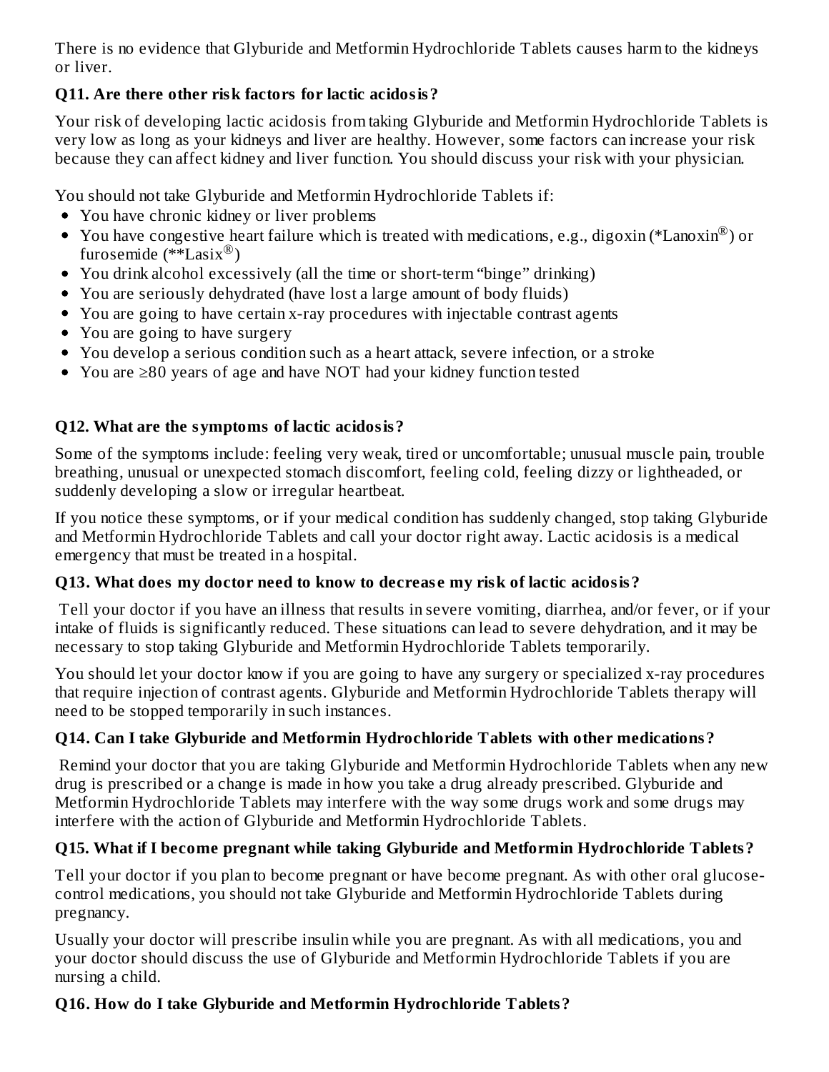There is no evidence that Glyburide and Metformin Hydrochloride Tablets causes harm to the kidneys or liver.

**Q11. Are there other risk factors for lactic acidosis?**

Your risk of developing lactic acidosis from taking Glyburide and Metformin Hydrochloride Tablets is very low as long as your kidneys and liver are healthy. However, some factors can increase your risk because they can affect kidney and liver function. You should discuss your risk with your physician.

You should not take Glyburide and Metformin Hydrochloride Tablets if:

- You have chronic kidney or liver problems
- You have congestive heart failure which is treated with medications, e.g., digoxin (*Lanoxin®) or furosemide (**Lasix®)
- You drink alcohol excessively (all the time or short-term "binge" drinking)
- You are seriously dehydrated (have lost a large amount of body fluids)
- You are going to have certain x-ray procedures with injectable contrast agents
- You are going to have surgery
- You develop a serious condition such as a heart attack, severe infection, or a stroke
- You are ≥80 years of age and have NOT had your kidney function tested

**Q12. What are the symptoms of lactic acidosis?**

Some of the symptoms include: feeling very weak, tired or uncomfortable; unusual muscle pain, trouble breathing, unusual or unexpected stomach discomfort, feeling cold, feeling dizzy or lightheaded, or suddenly developing a slow or irregular heartbeat.

If you notice these symptoms, or if your medical condition has suddenly changed, stop taking Glyburide and Metformin Hydrochloride Tablets and call your doctor right away. Lactic acidosis is a medical emergency that must be treated in a hospital.

**Q13. What does my doctor need to know to decrease my risk of lactic acidosis?**

Tell your doctor if you have an illness that results in severe vomiting, diarrhea, and/or fever, or if your intake of fluids is significantly reduced. These situations can lead to severe dehydration, and it may be necessary to stop taking Glyburide and Metformin Hydrochloride Tablets temporarily.

You should let your doctor know if you are going to have any surgery or specialized x-ray procedures that require injection of contrast agents. Glyburide and Metformin Hydrochloride Tablets therapy will need to be stopped temporarily in such instances.

**Q14. Can I take Glyburide and Metformin Hydrochloride Tablets with other medications?**

Remind your doctor that you are taking Glyburide and Metformin Hydrochloride Tablets when any new drug is prescribed or a change is made in how you take a drug already prescribed. Glyburide and Metformin Hydrochloride Tablets may interfere with the way some drugs work and some drugs may interfere with the action of Glyburide and Metformin Hydrochloride Tablets.

**Q15. What if I become pregnant while taking Glyburide and Metformin Hydrochloride Tablets?**

Tell your doctor if you plan to become pregnant or have become pregnant. As with other oral glucose-control medications, you should not take Glyburide and Metformin Hydrochloride Tablets during pregnancy.

Usually your doctor will prescribe insulin while you are pregnant. As with all medications, you and your doctor should discuss the use of Glyburide and Metformin Hydrochloride Tablets if you are nursing a child.

**Q16. How do I take Glyburide and Metformin Hydrochloride Tablets?**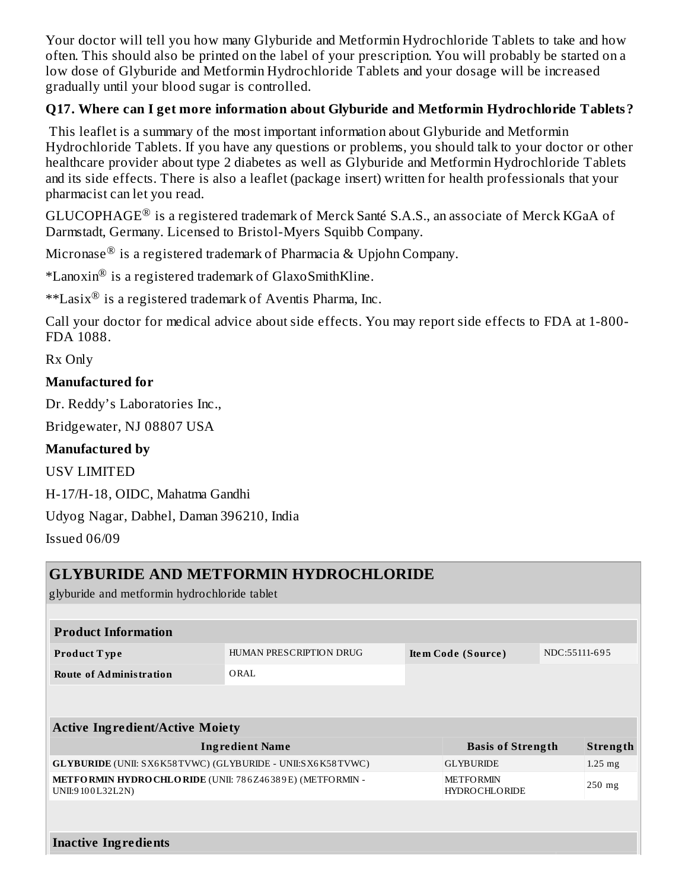Your doctor will tell you how many Glyburide and Metformin Hydrochloride Tablets to take and how often. This should also be printed on the label of your prescription. You will probably be started on a low dose of Glyburide and Metformin Hydrochloride Tablets and your dosage will be increased gradually until your blood sugar is controlled.

### Q17. Where can I get more information about Glyburide and Metformin Hydrochloride Tablets?

This leaflet is a summary of the most important information about Glyburide and Metformin Hydrochloride Tablets. If you have any questions or problems, you should talk to your doctor or other healthcare provider about type 2 diabetes as well as Glyburide and Metformin Hydrochloride Tablets and its side effects. There is also a leaflet (package insert) written for health professionals that your pharmacist can let you read.

GLUCOPHAGE® is a registered trademark of Merck Santé S.A.S., an associate of Merck KGaA of Darmstadt, Germany. Licensed to Bristol-Myers Squibb Company.

Micronase® is a registered trademark of Pharmacia & Upjohn Company.

*Lanoxin® is a registered trademark of GlaxoSmithKline.

**Lasix® is a registered trademark of Aventis Pharma, Inc.

Call your doctor for medical advice about side effects. You may report side effects to FDA at 1-800-FDA 1088.

Rx Only

**Manufactured for**

Dr. Reddy's Laboratories Inc.,

Bridgewater, NJ 08807 USA

**Manufactured by**

USV LIMITED

H-17/H-18, OIDC, Mahatma Gandhi

Udyog Nagar, Dabhel, Daman 396210, India

Issued 06/09

## GLYBURIDE AND METFORMIN HYDROCHLORIDE

glyburide and metformin hydrochloride tablet

| **Product Information** | | | |
|---|---|---|---|
| **Product Type** | HUMAN PRESCRIPTION DRUG | **Item Code (Source)** | NDC:55111-695 |
| **Route of Administration** | ORAL | | |

| **Active Ingredient/Active Moiety** | | |
|---|---|---|
| **Ingredient Name** | **Basis of Strength** | **Strength** |
| **GLYBURIDE** (UNII: SX6K58TVWC) (GLYBURIDE - UNII:SX6K58TVWC) | GLYBURIDE | 1.25 mg |
| **METFORMIN HYDROCHLORIDE** (UNII: 786Z46389E) (METFORMIN - UNII:9100L32L2N) | METFORMIN HYDROCHLORIDE | 250 mg |

| **Inactive Ingredients** |
|---|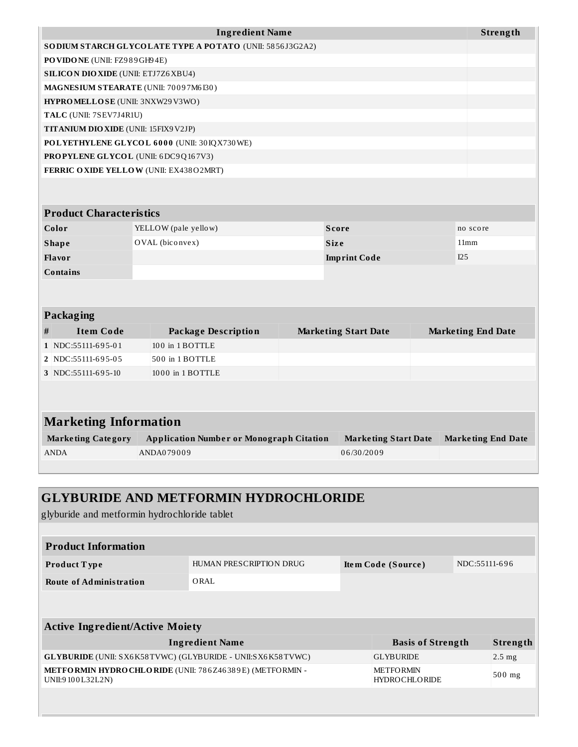| Ingredient Name | Strength |
|---|---|
| **SODIUM STARCH GLYCOLATE TYPE A POTATO** (UNII: 5856J3G2A2) | |
| **POVIDONE** (UNII: FZ989GH94E) | |
| **SILICON DIOXIDE** (UNII: ETJ7Z6XBU4) | |
| **MAGNESIUM STEARATE** (UNII: 70097M6I30) | |
| **HYPROMELLOSE** (UNII: 3NXW29V3WO) | |
| **TALC** (UNII: 7SEV7J4R1U) | |
| **TITANIUM DIOXIDE** (UNII: 15FIX9V2JP) | |
| **POLYETHYLENE GLYCOL 6000** (UNII: 30IQX730WE) | |
| **PROPYLENE GLYCOL** (UNII: 6DC9Q167V3) | |
| **FERRIC OXIDE YELLOW** (UNII: EX438O2MRT) | |

| Product Characteristics | | | |
|---|---|---|---|
| **Color** | YELLOW (pale yellow) | **Score** | no score |
| **Shape** | OVAL (biconvex) | **Size** | 11mm |
| **Flavor** | | **Imprint Code** | I25 |
| **Contains** | | | |

**Packaging**

| # | Item Code | Package Description | Marketing Start Date | Marketing End Date |
|---|---|---|---|---|
| 1 | NDC:55111-695-01 | 100 in 1 BOTTLE | | |
| 2 | NDC:55111-695-05 | 500 in 1 BOTTLE | | |
| 3 | NDC:55111-695-10 | 1000 in 1 BOTTLE | | |

**Marketing Information**

| Marketing Category | Application Number or Monograph Citation | Marketing Start Date | Marketing End Date |
|---|---|---|---|
| ANDA | ANDA079009 | 06/30/2009 | |

## GLYBURIDE AND METFORMIN HYDROCHLORIDE

glyburide and metformin hydrochloride tablet

| Product Information | | | |
|---|---|---|---|
| **Product Type** | HUMAN PRESCRIPTION DRUG | **Item Code (Source)** | NDC:55111-696 |
| **Route of Administration** | ORAL | | |

**Active Ingredient/Active Moiety**

| Ingredient Name | Basis of Strength | Strength |
|---|---|---|
| **GLYBURIDE** (UNII: SX6K58TVWC) (GLYBURIDE - UNII:SX6K58TVWC) | GLYBURIDE | 2.5 mg |
| **METFORMIN HYDROCHLORIDE** (UNII: 786Z46389E) (METFORMIN - UNII:9100L32L2N) | METFORMIN HYDROCHLORIDE | 500 mg |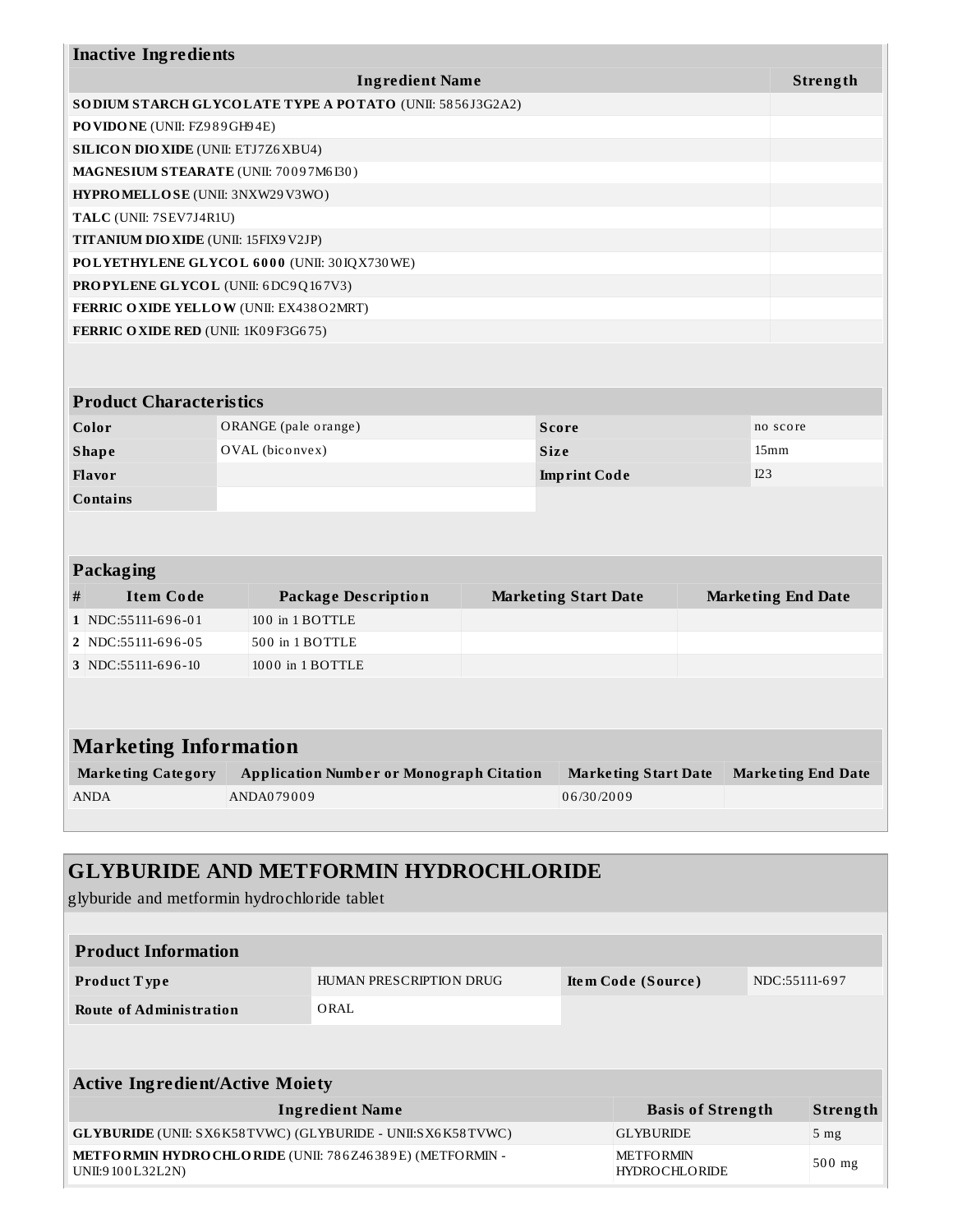### Inactive Ingredients

| Ingredient Name | Strength |
|---|---|
| **SODIUM STARCH GLYCOLATE TYPE A POTATO** (UNII: 5856J3G2A2) | |
| **POVIDONE** (UNII: FZ989GH94E) | |
| **SILICON DIOXIDE** (UNII: ETJ7Z6XBU4) | |
| **MAGNESIUM STEARATE** (UNII: 70097M6I30) | |
| **HYPROMELLOSE** (UNII: 3NXW29V3WO) | |
| **TALC** (UNII: 7SEV7J4R1U) | |
| **TITANIUM DIOXIDE** (UNII: 15FIX9V2JP) | |
| **POLYETHYLENE GLYCOL 6000** (UNII: 30IQX730WE) | |
| **PROPYLENE GLYCOL** (UNII: 6DC9Q167V3) | |
| **FERRIC OXIDE YELLOW** (UNII: EX438O2MRT) | |
| **FERRIC OXIDE RED** (UNII: 1K09F3G675) | |

### Product Characteristics

| | | | |
|---|---|---|---|
| **Color** | ORANGE (pale orange) | **Score** | no score |
| **Shape** | OVAL (biconvex) | **Size** | 15mm |
| **Flavor** | | **Imprint Code** | I23 |
| **Contains** | | | |

### Packaging

| # | Item Code | Package Description | Marketing Start Date | Marketing End Date |
|---|---|---|---|---|
| 1 | NDC:55111-696-01 | 100 in 1 BOTTLE | | |
| 2 | NDC:55111-696-05 | 500 in 1 BOTTLE | | |
| 3 | NDC:55111-696-10 | 1000 in 1 BOTTLE | | |

## Marketing Information

| Marketing Category | Application Number or Monograph Citation | Marketing Start Date | Marketing End Date |
|---|---|---|---|
| ANDA | ANDA079009 | 06/30/2009 | |

# GLYBURIDE AND METFORMIN HYDROCHLORIDE

glyburide and metformin hydrochloride tablet

### Product Information

| | | | |
|---|---|---|---|
| **Product Type** | HUMAN PRESCRIPTION DRUG | **Item Code (Source)** | NDC:55111-697 |
| **Route of Administration** | ORAL | | |

### Active Ingredient/Active Moiety

| Ingredient Name | Basis of Strength | Strength |
|---|---|---|
| **GLYBURIDE** (UNII: SX6K58TVWC) (GLYBURIDE - UNII:SX6K58TVWC) | GLYBURIDE | 5 mg |
| **METFORMIN HYDROCHLORIDE** (UNII: 786Z46389E) (METFORMIN - UNII:9100L32L2N) | METFORMIN HYDROCHLORIDE | 500 mg |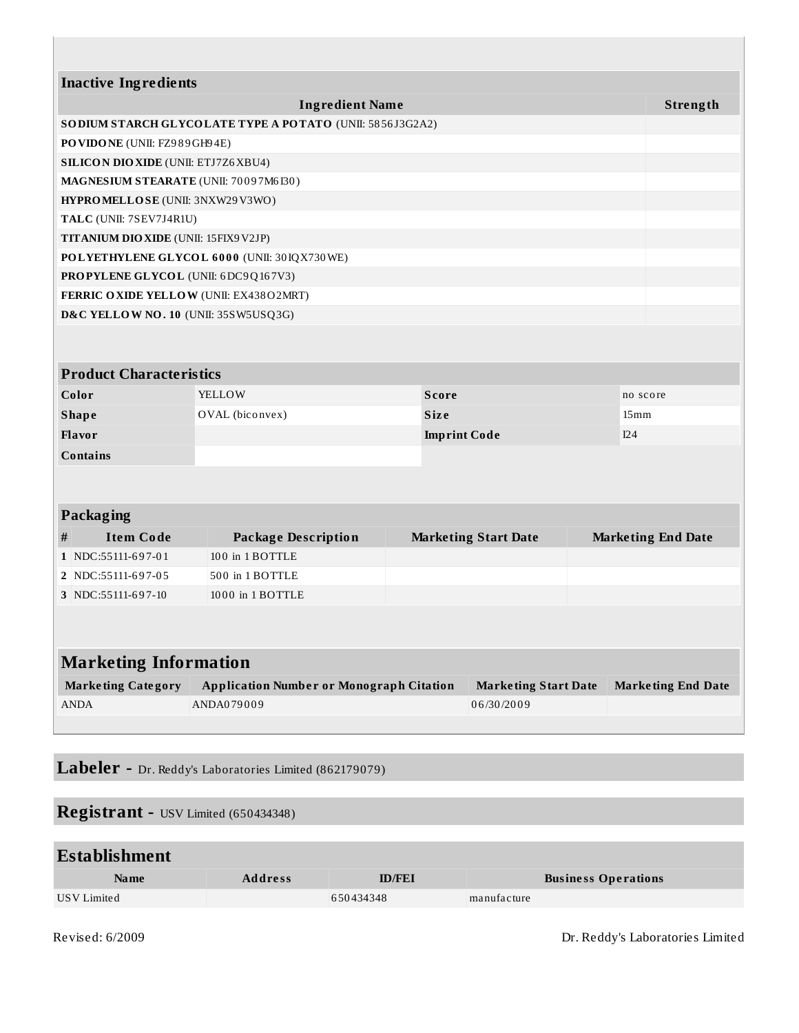| Inactive Ingredients | |
|---|---|
| **Ingredient Name** | **Strength** |
| **SODIUM STARCH GLYCOLATE TYPE A POTATO** (UNII: 5856J3G2A2) | |
| **POVIDONE** (UNII: FZ989GH94E) | |
| **SILICON DIOXIDE** (UNII: ETJ7Z6XBU4) | |
| **MAGNESIUM STEARATE** (UNII: 70097M6I30) | |
| **HYPROMELLOSE** (UNII: 3NXW29V3WO) | |
| **TALC** (UNII: 7SEV7J4R1U) | |
| **TITANIUM DIOXIDE** (UNII: 15FIX9V2JP) | |
| **POLYETHYLENE GLYCOL 6000** (UNII: 30IQX730WE) | |
| **PROPYLENE GLYCOL** (UNII: 6DC9Q167V3) | |
| **FERRIC OXIDE YELLOW** (UNII: EX438O2MRT) | |
| **D&C YELLOW NO. 10** (UNII: 35SW5USQ3G) | |

| Product Characteristics | | | |
|---|---|---|---|
| **Color** | YELLOW | **Score** | no score |
| **Shape** | OVAL (biconvex) | **Size** | 15mm |
| **Flavor** | | **Imprint Code** | I24 |
| **Contains** | | | |

| Packaging | | | | |
|---|---|---|---|---|
| **#** | **Item Code** | **Package Description** | **Marketing Start Date** | **Marketing End Date** |
| **1** | NDC:55111-697-01 | 100 in 1 BOTTLE | | |
| **2** | NDC:55111-697-05 | 500 in 1 BOTTLE | | |
| **3** | NDC:55111-697-10 | 1000 in 1 BOTTLE | | |

| Marketing Information | | | |
|---|---|---|---|
| **Marketing Category** | **Application Number or Monograph Citation** | **Marketing Start Date** | **Marketing End Date** |
| ANDA | ANDA079009 | 06/30/2009 | |

## Labeler - Dr. Reddy's Laboratories Limited (862179079)

## Registrant - USV Limited (650434348)

| Establishment | | | |
|---|---|---|---|
| **Name** | **Address** | **ID/FEI** | **Business Operations** |
| USV Limited | | 650434348 | manufacture |

Revised: 6/2009

Dr. Reddy's Laboratories Limited